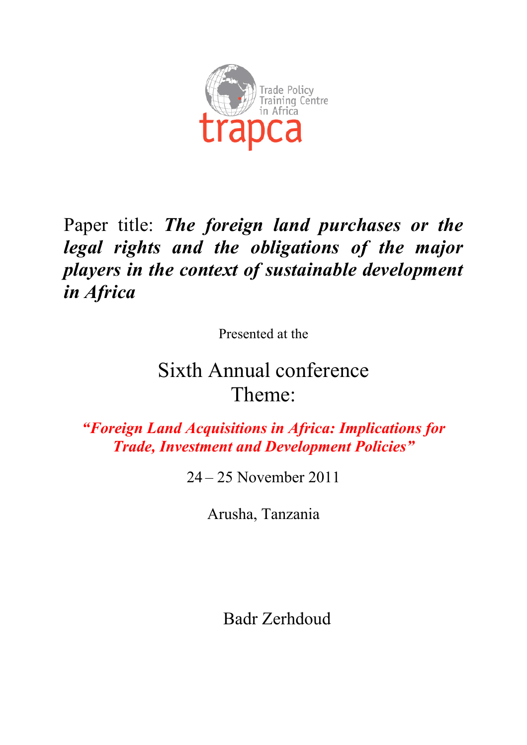Trade Policy Training Centre in Africa

trapca

Paper title: ***The foreign land purchases or the legal rights and the obligations of the major players in the context of sustainable development in Africa***

Presented at the

Sixth Annual conference
Theme:

***"Foreign Land Acquisitions in Africa: Implications for Trade, Investment and Development Policies"***

24 – 25 November 2011

Arusha, Tanzania

Badr Zerhdoud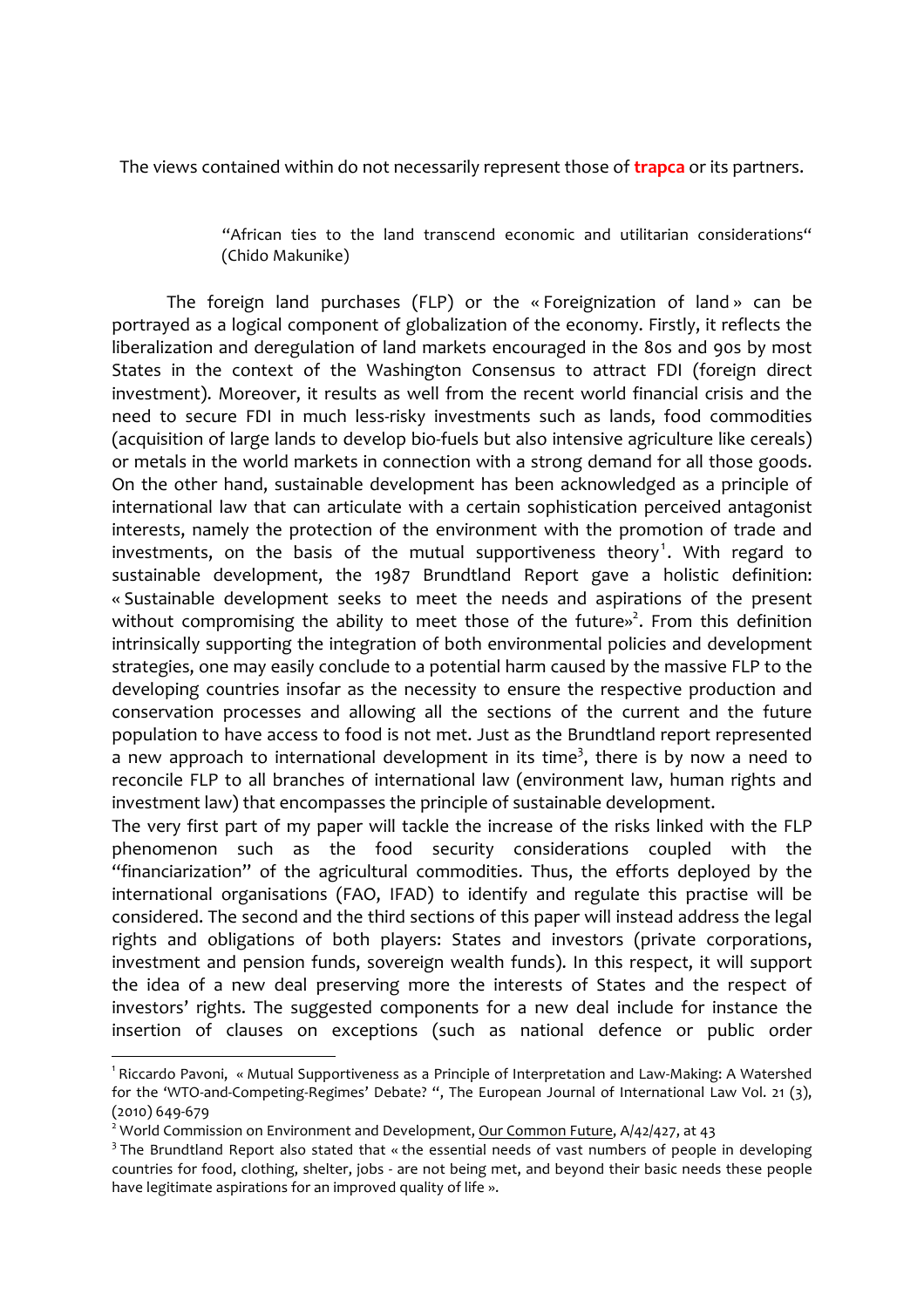The views contained within do not necessarily represent those of **trapca** or its partners.

> "African ties to the land transcend economic and utilitarian considerations" (Chido Makunike)

The foreign land purchases (FLP) or the « Foreignization of land » can be portrayed as a logical component of globalization of the economy. Firstly, it reflects the liberalization and deregulation of land markets encouraged in the 80s and 90s by most States in the context of the Washington Consensus to attract FDI (foreign direct investment). Moreover, it results as well from the recent world financial crisis and the need to secure FDI in much less-risky investments such as lands, food commodities (acquisition of large lands to develop bio-fuels but also intensive agriculture like cereals) or metals in the world markets in connection with a strong demand for all those goods. On the other hand, sustainable development has been acknowledged as a principle of international law that can articulate with a certain sophistication perceived antagonist interests, namely the protection of the environment with the promotion of trade and investments, on the basis of the mutual supportiveness theory[1]. With regard to sustainable development, the 1987 Brundtland Report gave a holistic definition: « Sustainable development seeks to meet the needs and aspirations of the present without compromising the ability to meet those of the future»[2]. From this definition intrinsically supporting the integration of both environmental policies and development strategies, one may easily conclude to a potential harm caused by the massive FLP to the developing countries insofar as the necessity to ensure the respective production and conservation processes and allowing all the sections of the current and the future population to have access to food is not met. Just as the Brundtland report represented a new approach to international development in its time[3], there is by now a need to reconcile FLP to all branches of international law (environment law, human rights and investment law) that encompasses the principle of sustainable development.

The very first part of my paper will tackle the increase of the risks linked with the FLP phenomenon such as the food security considerations coupled with the "financiarization" of the agricultural commodities. Thus, the efforts deployed by the international organisations (FAO, IFAD) to identify and regulate this practise will be considered. The second and the third sections of this paper will instead address the legal rights and obligations of both players: States and investors (private corporations, investment and pension funds, sovereign wealth funds). In this respect, it will support the idea of a new deal preserving more the interests of States and the respect of investors' rights. The suggested components for a new deal include for instance the insertion of clauses on exceptions (such as national defence or public order

---

[1] Riccardo Pavoni, « Mutual Supportiveness as a Principle of Interpretation and Law-Making: A Watershed for the 'WTO-and-Competing-Regimes' Debate? ", The European Journal of International Law Vol. 21 (3), (2010) 649-679

[2] World Commission on Environment and Development, Our Common Future, A/42/427, at 43

[3] The Brundtland Report also stated that « the essential needs of vast numbers of people in developing countries for food, clothing, shelter, jobs - are not being met, and beyond their basic needs these people have legitimate aspirations for an improved quality of life ».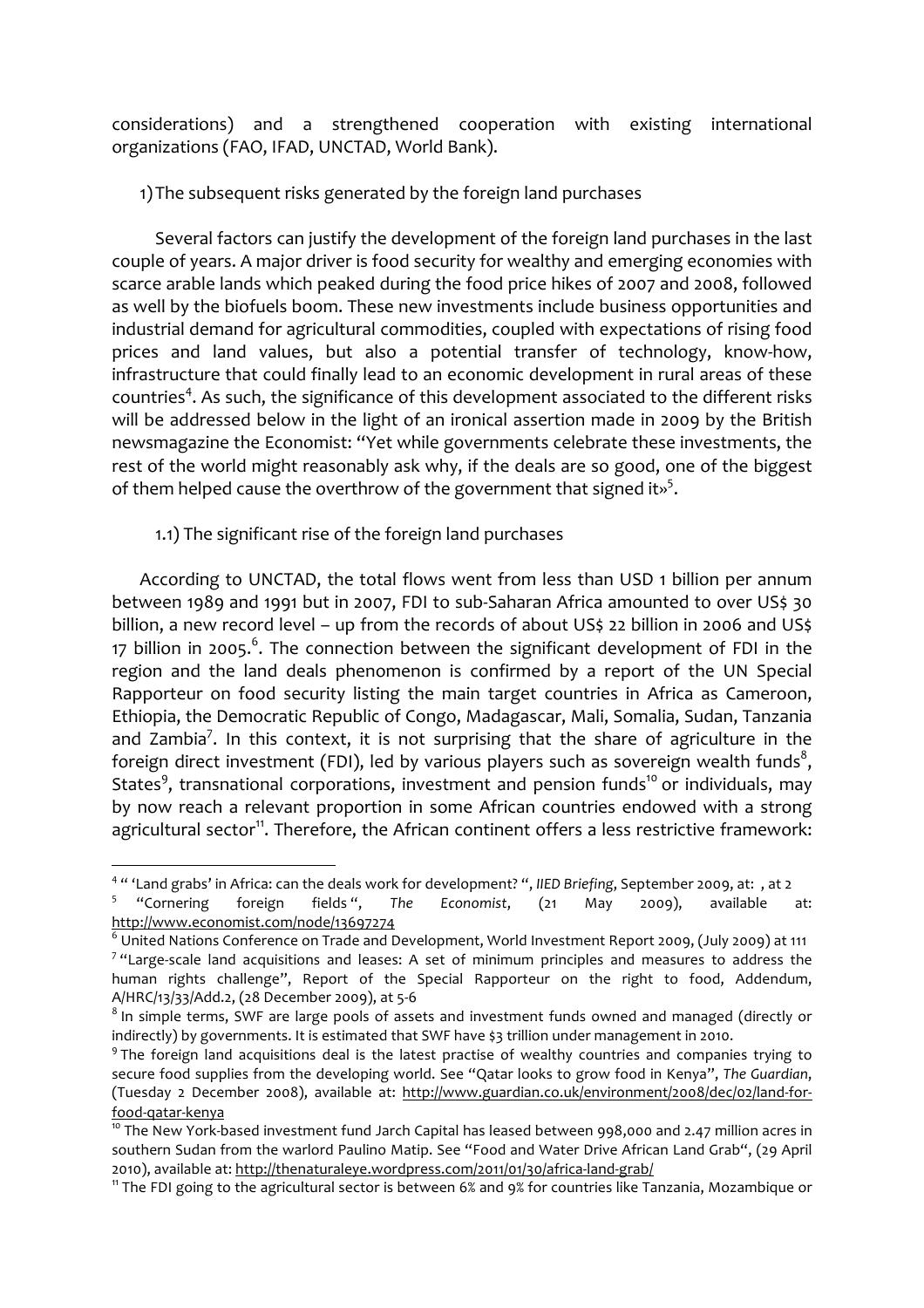considerations) and a strengthened cooperation with existing international organizations (FAO, IFAD, UNCTAD, World Bank).

1) The subsequent risks generated by the foreign land purchases

Several factors can justify the development of the foreign land purchases in the last couple of years. A major driver is food security for wealthy and emerging economies with scarce arable lands which peaked during the food price hikes of 2007 and 2008, followed as well by the biofuels boom. These new investments include business opportunities and industrial demand for agricultural commodities, coupled with expectations of rising food prices and land values, but also a potential transfer of technology, know-how, infrastructure that could finally lead to an economic development in rural areas of these countries[4]. As such, the significance of this development associated to the different risks will be addressed below in the light of an ironical assertion made in 2009 by the British newsmagazine the Economist: "Yet while governments celebrate these investments, the rest of the world might reasonably ask why, if the deals are so good, one of the biggest of them helped cause the overthrow of the government that signed it»[5].

1.1) The significant rise of the foreign land purchases

According to UNCTAD, the total flows went from less than USD 1 billion per annum between 1989 and 1991 but in 2007, FDI to sub-Saharan Africa amounted to over US$ 30 billion, a new record level – up from the records of about US$ 22 billion in 2006 and US$ 17 billion in 2005.[6]. The connection between the significant development of FDI in the region and the land deals phenomenon is confirmed by a report of the UN Special Rapporteur on food security listing the main target countries in Africa as Cameroon, Ethiopia, the Democratic Republic of Congo, Madagascar, Mali, Somalia, Sudan, Tanzania and Zambia[7]. In this context, it is not surprising that the share of agriculture in the foreign direct investment (FDI), led by various players such as sovereign wealth funds[8], States[9], transnational corporations, investment and pension funds[10] or individuals, may by now reach a relevant proportion in some African countries endowed with a strong agricultural sector[11]. Therefore, the African continent offers a less restrictive framework:

---

[4] " 'Land grabs' in Africa: can the deals work for development? ", *IIED Briefing*, September 2009, at: , at 2

[5] "Cornering foreign fields ", *The Economist*, (21 May 2009), available at: http://www.economist.com/node/13697274

[6] United Nations Conference on Trade and Development, World Investment Report 2009, (July 2009) at 111

[7] "Large-scale land acquisitions and leases: A set of minimum principles and measures to address the human rights challenge", Report of the Special Rapporteur on the right to food, Addendum, A/HRC/13/33/Add.2, (28 December 2009), at 5-6

[8] In simple terms, SWF are large pools of assets and investment funds owned and managed (directly or indirectly) by governments. It is estimated that SWF have $3 trillion under management in 2010.

[9] The foreign land acquisitions deal is the latest practise of wealthy countries and companies trying to secure food supplies from the developing world. See "Qatar looks to grow food in Kenya", *The Guardian*, (Tuesday 2 December 2008), available at: http://www.guardian.co.uk/environment/2008/dec/02/land-for-food-qatar-kenya

[10] The New York-based investment fund Jarch Capital has leased between 998,000 and 2.47 million acres in southern Sudan from the warlord Paulino Matip. See "Food and Water Drive African Land Grab", (29 April 2010), available at: http://thenaturaleye.wordpress.com/2011/01/30/africa-land-grab/

[11] The FDI going to the agricultural sector is between 6% and 9% for countries like Tanzania, Mozambique or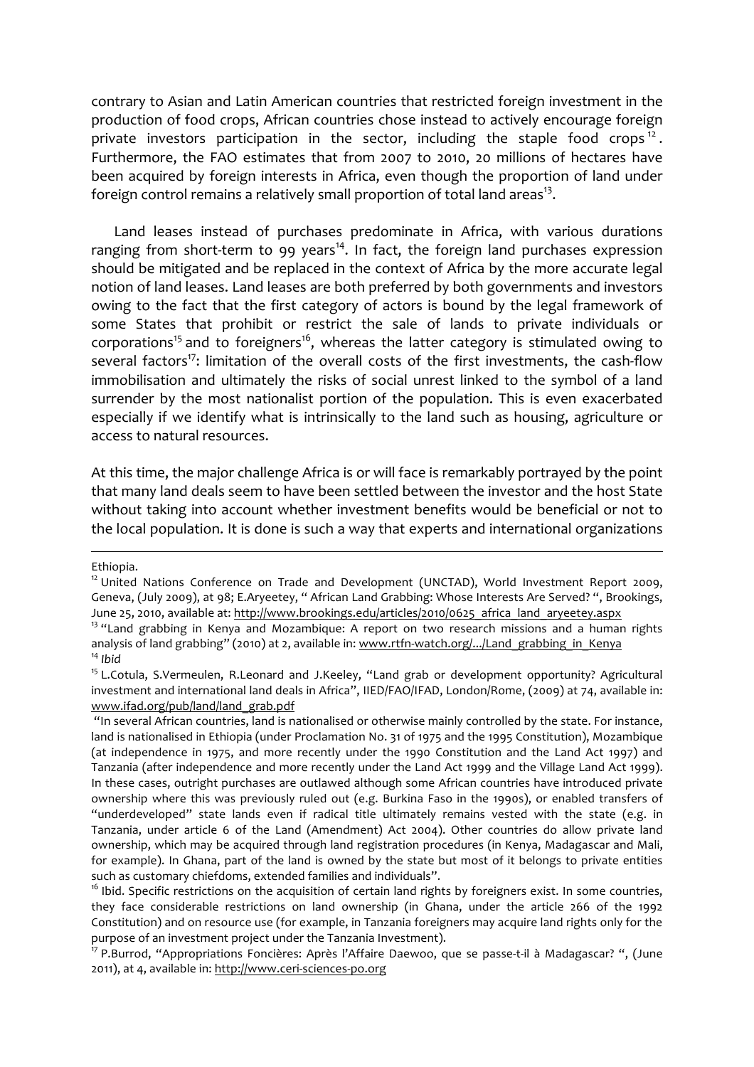contrary to Asian and Latin American countries that restricted foreign investment in the production of food crops, African countries chose instead to actively encourage foreign private investors participation in the sector, including the staple food crops[12]. Furthermore, the FAO estimates that from 2007 to 2010, 20 millions of hectares have been acquired by foreign interests in Africa, even though the proportion of land under foreign control remains a relatively small proportion of total land areas[13].

Land leases instead of purchases predominate in Africa, with various durations ranging from short-term to 99 years[14]. In fact, the foreign land purchases expression should be mitigated and be replaced in the context of Africa by the more accurate legal notion of land leases. Land leases are both preferred by both governments and investors owing to the fact that the first category of actors is bound by the legal framework of some States that prohibit or restrict the sale of lands to private individuals or corporations[15] and to foreigners[16], whereas the latter category is stimulated owing to several factors[17]: limitation of the overall costs of the first investments, the cash-flow immobilisation and ultimately the risks of social unrest linked to the symbol of a land surrender by the most nationalist portion of the population. This is even exacerbated especially if we identify what is intrinsically to the land such as housing, agriculture or access to natural resources.

At this time, the major challenge Africa is or will face is remarkably portrayed by the point that many land deals seem to have been settled between the investor and the host State without taking into account whether investment benefits would be beneficial or not to the local population. It is done is such a way that experts and international organizations

---

Ethiopia.

[12] United Nations Conference on Trade and Development (UNCTAD), World Investment Report 2009, Geneva, (July 2009), at 98; E.Aryeetey, " African Land Grabbing: Whose Interests Are Served? ", Brookings, June 25, 2010, available at: http://www.brookings.edu/articles/2010/0625_africa_land_aryeetey.aspx

[13] "Land grabbing in Kenya and Mozambique: A report on two research missions and a human rights analysis of land grabbing" (2010) at 2, available in: www.rtfn-watch.org/.../Land_grabbing_in_Kenya

[14] *Ibid*

[15] L.Cotula, S.Vermeulen, R.Leonard and J.Keeley, "Land grab or development opportunity? Agricultural investment and international land deals in Africa", IIED/FAO/IFAD, London/Rome, (2009) at 74, available in: www.ifad.org/pub/land/land_grab.pdf

"In several African countries, land is nationalised or otherwise mainly controlled by the state. For instance, land is nationalised in Ethiopia (under Proclamation No. 31 of 1975 and the 1995 Constitution), Mozambique (at independence in 1975, and more recently under the 1990 Constitution and the Land Act 1997) and Tanzania (after independence and more recently under the Land Act 1999 and the Village Land Act 1999). In these cases, outright purchases are outlawed although some African countries have introduced private ownership where this was previously ruled out (e.g. Burkina Faso in the 1990s), or enabled transfers of "underdeveloped" state lands even if radical title ultimately remains vested with the state (e.g. in Tanzania, under article 6 of the Land (Amendment) Act 2004). Other countries do allow private land ownership, which may be acquired through land registration procedures (in Kenya, Madagascar and Mali, for example). In Ghana, part of the land is owned by the state but most of it belongs to private entities such as customary chiefdoms, extended families and individuals".

[16] Ibid. Specific restrictions on the acquisition of certain land rights by foreigners exist. In some countries, they face considerable restrictions on land ownership (in Ghana, under the article 266 of the 1992 Constitution) and on resource use (for example, in Tanzania foreigners may acquire land rights only for the purpose of an investment project under the Tanzania Investment).

[17] P.Burrod, "Appropriations Foncières: Après l'Affaire Daewoo, que se passe-t-il à Madagascar? ", (June 2011), at 4, available in: http://www.ceri-sciences-po.org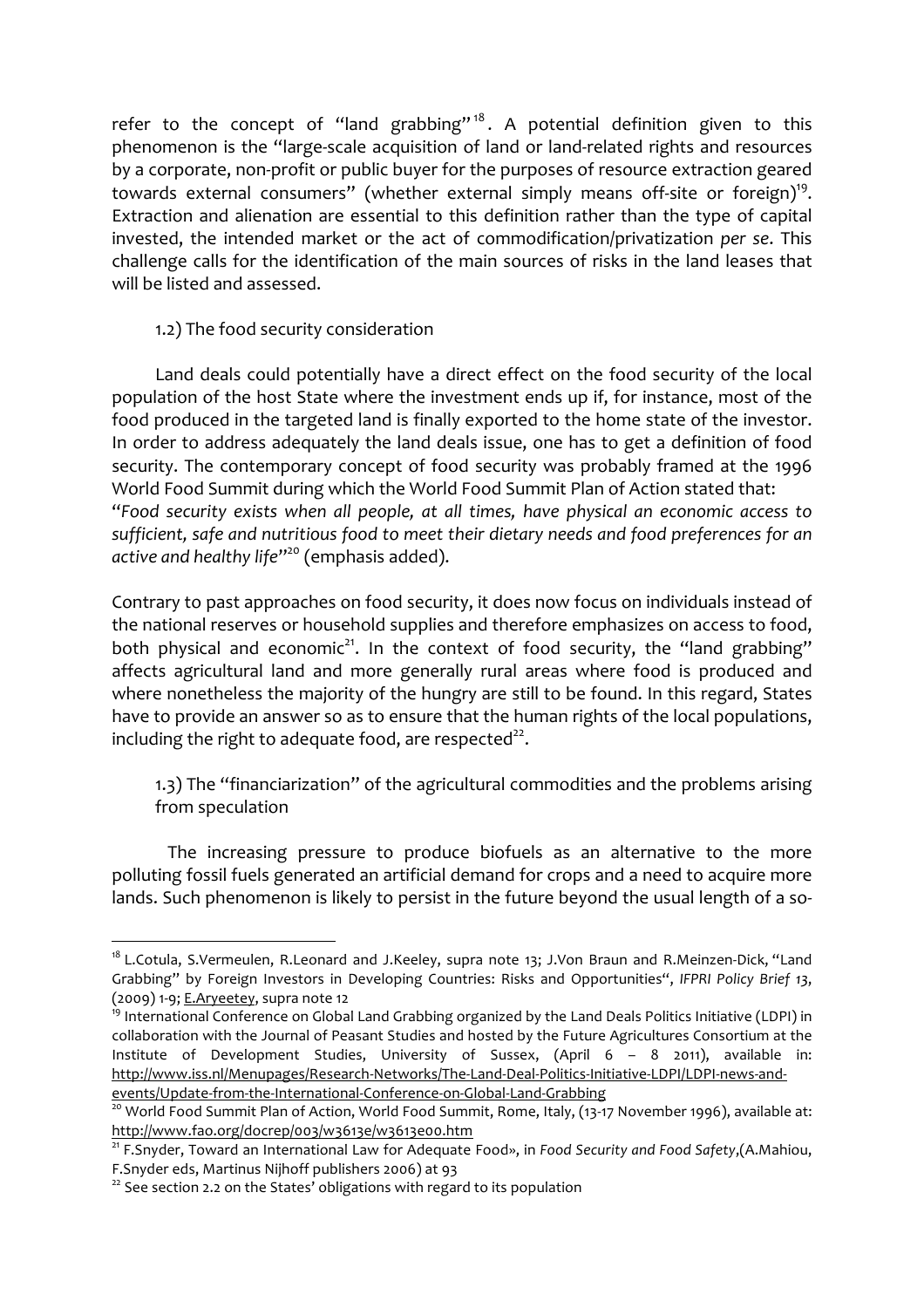refer to the concept of "land grabbing"[18]. A potential definition given to this phenomenon is the "large-scale acquisition of land or land-related rights and resources by a corporate, non-profit or public buyer for the purposes of resource extraction geared towards external consumers" (whether external simply means off-site or foreign)[19]. Extraction and alienation are essential to this definition rather than the type of capital invested, the intended market or the act of commodification/privatization *per se*. This challenge calls for the identification of the main sources of risks in the land leases that will be listed and assessed.

### 1.2) The food security consideration

Land deals could potentially have a direct effect on the food security of the local population of the host State where the investment ends up if, for instance, most of the food produced in the targeted land is finally exported to the home state of the investor. In order to address adequately the land deals issue, one has to get a definition of food security. The contemporary concept of food security was probably framed at the 1996 World Food Summit during which the World Food Summit Plan of Action stated that: "*Food security exists when all people, at all times, have physical an economic access to sufficient, safe and nutritious food to meet their dietary needs and food preferences for an active and healthy life*"[20] (emphasis added).

Contrary to past approaches on food security, it does now focus on individuals instead of the national reserves or household supplies and therefore emphasizes on access to food, both physical and economic[21]. In the context of food security, the "land grabbing" affects agricultural land and more generally rural areas where food is produced and where nonetheless the majority of the hungry are still to be found. In this regard, States have to provide an answer so as to ensure that the human rights of the local populations, including the right to adequate food, are respected[22].

### 1.3) The "financiarization" of the agricultural commodities and the problems arising from speculation

The increasing pressure to produce biofuels as an alternative to the more polluting fossil fuels generated an artificial demand for crops and a need to acquire more lands. Such phenomenon is likely to persist in the future beyond the usual length of a so-

---

[18] L.Cotula, S.Vermeulen, R.Leonard and J.Keeley, supra note 13; J.Von Braun and R.Meinzen-Dick, "Land Grabbing" by Foreign Investors in Developing Countries: Risks and Opportunities", *IFPRI Policy Brief 13*, (2009) 1-9; E.Aryeetey, supra note 12

[19] International Conference on Global Land Grabbing organized by the Land Deals Politics Initiative (LDPI) in collaboration with the Journal of Peasant Studies and hosted by the Future Agricultures Consortium at the Institute of Development Studies, University of Sussex, (April 6 – 8 2011), available in: http://www.iss.nl/Menupages/Research-Networks/The-Land-Deal-Politics-Initiative-LDPI/LDPI-news-and-events/Update-from-the-International-Conference-on-Global-Land-Grabbing

[20] World Food Summit Plan of Action, World Food Summit, Rome, Italy, (13-17 November 1996), available at: http://www.fao.org/docrep/003/w3613e/w3613e00.htm

[21] F.Snyder, Toward an International Law for Adequate Food», in *Food Security and Food Safety*,(A.Mahiou, F.Snyder eds, Martinus Nijhoff publishers 2006) at 93

[22] See section 2.2 on the States' obligations with regard to its population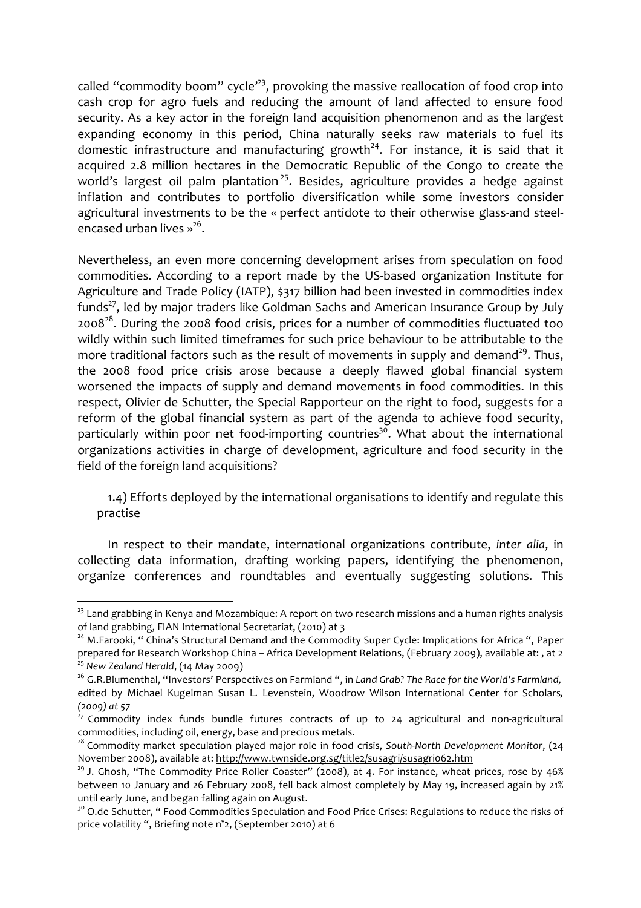called "commodity boom" cycle'[23], provoking the massive reallocation of food crop into cash crop for agro fuels and reducing the amount of land affected to ensure food security. As a key actor in the foreign land acquisition phenomenon and as the largest expanding economy in this period, China naturally seeks raw materials to fuel its domestic infrastructure and manufacturing growth[24]. For instance, it is said that it acquired 2.8 million hectares in the Democratic Republic of the Congo to create the world's largest oil palm plantation[25]. Besides, agriculture provides a hedge against inflation and contributes to portfolio diversification while some investors consider agricultural investments to be the « perfect antidote to their otherwise glass-and steel-encased urban lives »[26].

Nevertheless, an even more concerning development arises from speculation on food commodities. According to a report made by the US-based organization Institute for Agriculture and Trade Policy (IATP), $317 billion had been invested in commodities index funds[27], led by major traders like Goldman Sachs and American Insurance Group by July 2008[28]. During the 2008 food crisis, prices for a number of commodities fluctuated too wildly within such limited timeframes for such price behaviour to be attributable to the more traditional factors such as the result of movements in supply and demand[29]. Thus, the 2008 food price crisis arose because a deeply flawed global financial system worsened the impacts of supply and demand movements in food commodities. In this respect, Olivier de Schutter, the Special Rapporteur on the right to food, suggests for a reform of the global financial system as part of the agenda to achieve food security, particularly within poor net food-importing countries[30]. What about the international organizations activities in charge of development, agriculture and food security in the field of the foreign land acquisitions?

### 1.4) Efforts deployed by the international organisations to identify and regulate this practise

In respect to their mandate, international organizations contribute, *inter alia*, in collecting data information, drafting working papers, identifying the phenomenon, organize conferences and roundtables and eventually suggesting solutions. This

---

[23] Land grabbing in Kenya and Mozambique: A report on two research missions and a human rights analysis of land grabbing, FIAN International Secretariat, (2010) at 3

[24] M.Farooki, " China's Structural Demand and the Commodity Super Cycle: Implications for Africa ", Paper prepared for Research Workshop China – Africa Development Relations, (February 2009), available at: , at 2

[25] *New Zealand Herald*, (14 May 2009)

[26] G.R.Blumenthal, "Investors' Perspectives on Farmland ", in *Land Grab? The Race for the World's Farmland,* edited by Michael Kugelman Susan L. Levenstein, Woodrow Wilson International Center for Scholars, *(2009) at 57*

[27] Commodity index funds bundle futures contracts of up to 24 agricultural and non-agricultural commodities, including oil, energy, base and precious metals.

[28] Commodity market speculation played major role in food crisis, *South-North Development Monitor*, (24 November 2008), available at: http://www.twnside.org.sg/title2/susagri/susagri062.htm

[29] J. Ghosh, "The Commodity Price Roller Coaster" (2008), at 4. For instance, wheat prices, rose by 46% between 10 January and 26 February 2008, fell back almost completely by May 19, increased again by 21% until early June, and began falling again on August.

[30] O.de Schutter, " Food Commodities Speculation and Food Price Crises: Regulations to reduce the risks of price volatility ", Briefing note n°2, (September 2010) at 6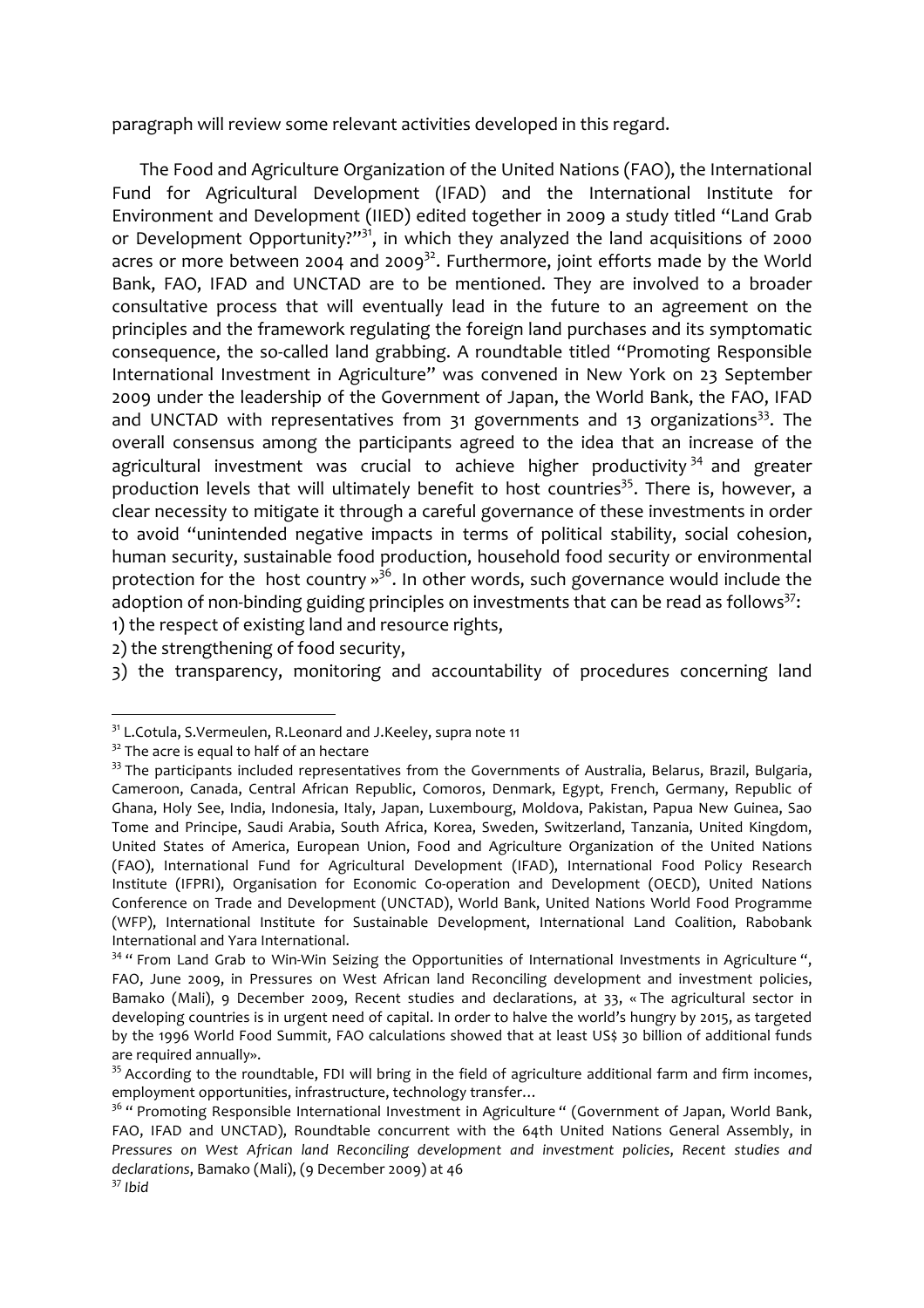paragraph will review some relevant activities developed in this regard.

The Food and Agriculture Organization of the United Nations (FAO), the International Fund for Agricultural Development (IFAD) and the International Institute for Environment and Development (IIED) edited together in 2009 a study titled "Land Grab or Development Opportunity?"[31], in which they analyzed the land acquisitions of 2000 acres or more between 2004 and 2009[32]. Furthermore, joint efforts made by the World Bank, FAO, IFAD and UNCTAD are to be mentioned. They are involved to a broader consultative process that will eventually lead in the future to an agreement on the principles and the framework regulating the foreign land purchases and its symptomatic consequence, the so-called land grabbing. A roundtable titled "Promoting Responsible International Investment in Agriculture" was convened in New York on 23 September 2009 under the leadership of the Government of Japan, the World Bank, the FAO, IFAD and UNCTAD with representatives from 31 governments and 13 organizations[33]. The overall consensus among the participants agreed to the idea that an increase of the agricultural investment was crucial to achieve higher productivity[34] and greater production levels that will ultimately benefit to host countries[35]. There is, however, a clear necessity to mitigate it through a careful governance of these investments in order to avoid "unintended negative impacts in terms of political stability, social cohesion, human security, sustainable food production, household food security or environmental protection for the host country »[36]. In other words, such governance would include the adoption of non-binding guiding principles on investments that can be read as follows[37]:

1) the respect of existing land and resource rights,
2) the strengthening of food security,
3) the transparency, monitoring and accountability of procedures concerning land

---

[31] L.Cotula, S.Vermeulen, R.Leonard and J.Keeley, supra note 11

[32] The acre is equal to half of an hectare

[33] The participants included representatives from the Governments of Australia, Belarus, Brazil, Bulgaria, Cameroon, Canada, Central African Republic, Comoros, Denmark, Egypt, French, Germany, Republic of Ghana, Holy See, India, Indonesia, Italy, Japan, Luxembourg, Moldova, Pakistan, Papua New Guinea, Sao Tome and Principe, Saudi Arabia, South Africa, Korea, Sweden, Switzerland, Tanzania, United Kingdom, United States of America, European Union, Food and Agriculture Organization of the United Nations (FAO), International Fund for Agricultural Development (IFAD), International Food Policy Research Institute (IFPRI), Organisation for Economic Co-operation and Development (OECD), United Nations Conference on Trade and Development (UNCTAD), World Bank, United Nations World Food Programme (WFP), International Institute for Sustainable Development, International Land Coalition, Rabobank International and Yara International.

[34] " From Land Grab to Win-Win Seizing the Opportunities of International Investments in Agriculture ", FAO, June 2009, in Pressures on West African land Reconciling development and investment policies, Bamako (Mali), 9 December 2009, Recent studies and declarations, at 33, « The agricultural sector in developing countries is in urgent need of capital. In order to halve the world's hungry by 2015, as targeted by the 1996 World Food Summit, FAO calculations showed that at least US$ 30 billion of additional funds are required annually».

[35] According to the roundtable, FDI will bring in the field of agriculture additional farm and firm incomes, employment opportunities, infrastructure, technology transfer…

[36] " Promoting Responsible International Investment in Agriculture " (Government of Japan, World Bank, FAO, IFAD and UNCTAD), Roundtable concurrent with the 64th United Nations General Assembly, in *Pressures on West African land Reconciling development and investment policies, Recent studies and declarations*, Bamako (Mali), (9 December 2009) at 46

[37] *Ibid*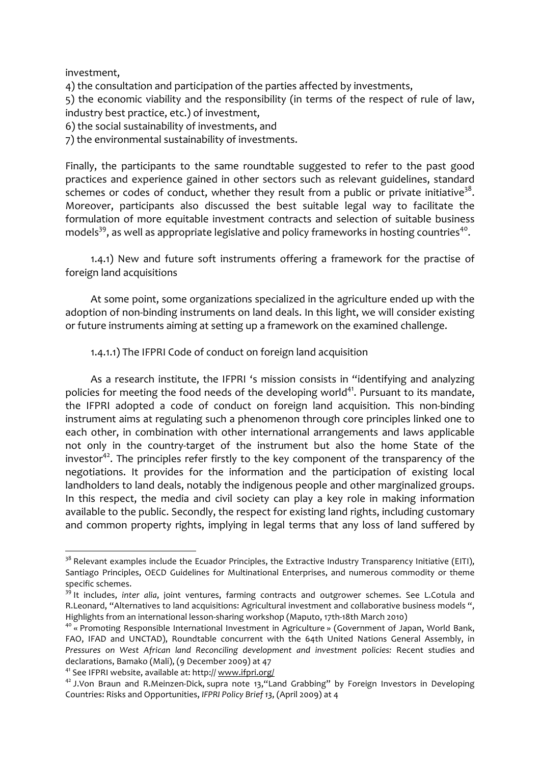investment,

4) the consultation and participation of the parties affected by investments,

5) the economic viability and the responsibility (in terms of the respect of rule of law, industry best practice, etc.) of investment,

6) the social sustainability of investments, and

7) the environmental sustainability of investments.

Finally, the participants to the same roundtable suggested to refer to the past good practices and experience gained in other sectors such as relevant guidelines, standard schemes or codes of conduct, whether they result from a public or private initiative[38]. Moreover, participants also discussed the best suitable legal way to facilitate the formulation of more equitable investment contracts and selection of suitable business models[39], as well as appropriate legislative and policy frameworks in hosting countries[40].

1.4.1) New and future soft instruments offering a framework for the practise of foreign land acquisitions

At some point, some organizations specialized in the agriculture ended up with the adoption of non-binding instruments on land deals. In this light, we will consider existing or future instruments aiming at setting up a framework on the examined challenge.

1.4.1.1) The IFPRI Code of conduct on foreign land acquisition

As a research institute, the IFPRI 's mission consists in "identifying and analyzing policies for meeting the food needs of the developing world[41]. Pursuant to its mandate, the IFPRI adopted a code of conduct on foreign land acquisition. This non-binding instrument aims at regulating such a phenomenon through core principles linked one to each other, in combination with other international arrangements and laws applicable not only in the country-target of the instrument but also the home State of the investor[42]. The principles refer firstly to the key component of the transparency of the negotiations. It provides for the information and the participation of existing local landholders to land deals, notably the indigenous people and other marginalized groups. In this respect, the media and civil society can play a key role in making information available to the public. Secondly, the respect for existing land rights, including customary and common property rights, implying in legal terms that any loss of land suffered by

---

[38] Relevant examples include the Ecuador Principles, the Extractive Industry Transparency Initiative (EITI), Santiago Principles, OECD Guidelines for Multinational Enterprises, and numerous commodity or theme specific schemes.

[39] It includes, *inter alia*, joint ventures, farming contracts and outgrower schemes. See L.Cotula and R.Leonard, "Alternatives to land acquisitions: Agricultural investment and collaborative business models ", Highlights from an international lesson-sharing workshop (Maputo, 17th-18th March 2010)

[40] « Promoting Responsible International Investment in Agriculture » (Government of Japan, World Bank, FAO, IFAD and UNCTAD), Roundtable concurrent with the 64th United Nations General Assembly, in *Pressures on West African land Reconciling development and investment policies:* Recent studies and declarations, Bamako (Mali), (9 December 2009) at 47

[41] See IFPRI website, available at: http:// www.ifpri.org/

[42] J.Von Braun and R.Meinzen-Dick, supra note 13,"Land Grabbing" by Foreign Investors in Developing Countries: Risks and Opportunities, *IFPRI Policy Brief 13*, (April 2009) at 4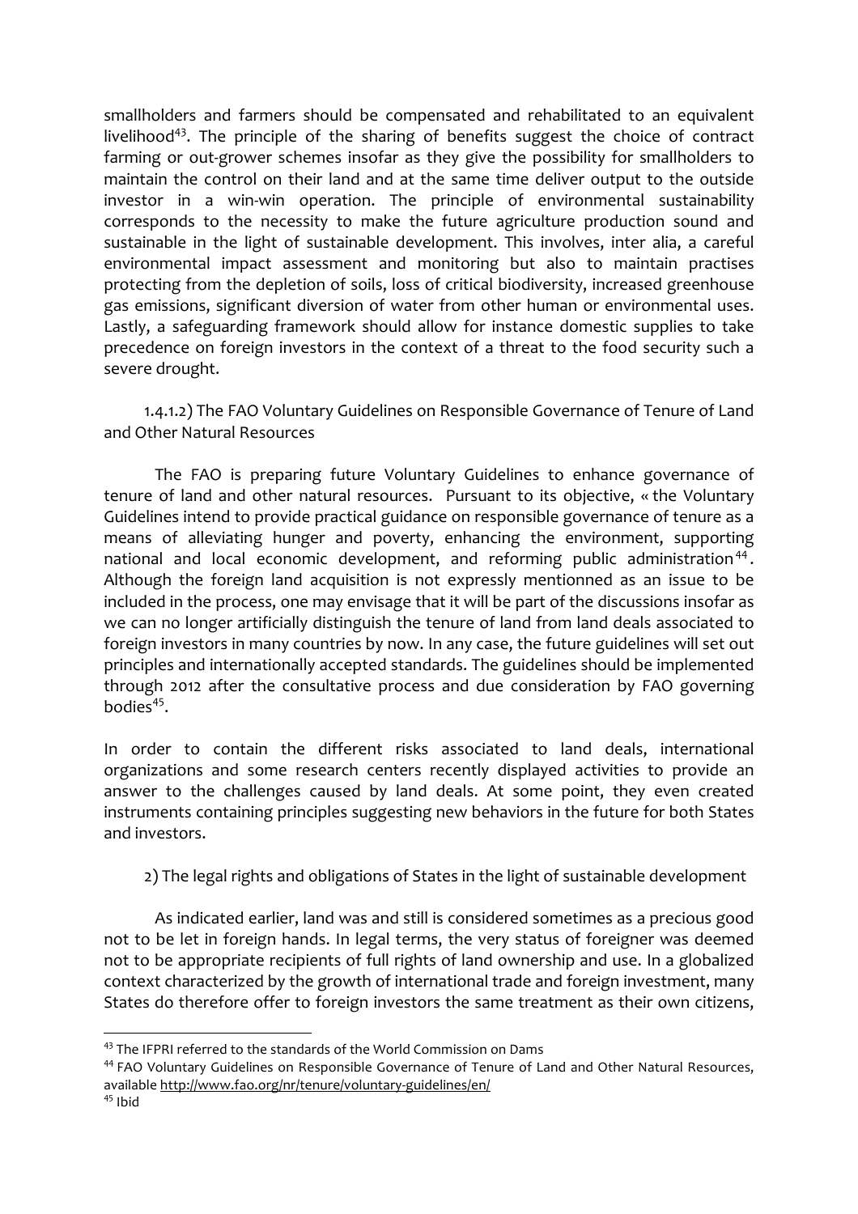smallholders and farmers should be compensated and rehabilitated to an equivalent livelihood[43]. The principle of the sharing of benefits suggest the choice of contract farming or out-grower schemes insofar as they give the possibility for smallholders to maintain the control on their land and at the same time deliver output to the outside investor in a win-win operation. The principle of environmental sustainability corresponds to the necessity to make the future agriculture production sound and sustainable in the light of sustainable development. This involves, inter alia, a careful environmental impact assessment and monitoring but also to maintain practises protecting from the depletion of soils, loss of critical biodiversity, increased greenhouse gas emissions, significant diversion of water from other human or environmental uses. Lastly, a safeguarding framework should allow for instance domestic supplies to take precedence on foreign investors in the context of a threat to the food security such a severe drought.

#### 1.4.1.2) The FAO Voluntary Guidelines on Responsible Governance of Tenure of Land and Other Natural Resources

The FAO is preparing future Voluntary Guidelines to enhance governance of tenure of land and other natural resources. Pursuant to its objective, « the Voluntary Guidelines intend to provide practical guidance on responsible governance of tenure as a means of alleviating hunger and poverty, enhancing the environment, supporting national and local economic development, and reforming public administration[44]. Although the foreign land acquisition is not expressly mentionned as an issue to be included in the process, one may envisage that it will be part of the discussions insofar as we can no longer artificially distinguish the tenure of land from land deals associated to foreign investors in many countries by now. In any case, the future guidelines will set out principles and internationally accepted standards. The guidelines should be implemented through 2012 after the consultative process and due consideration by FAO governing bodies[45].

In order to contain the different risks associated to land deals, international organizations and some research centers recently displayed activities to provide an answer to the challenges caused by land deals. At some point, they even created instruments containing principles suggesting new behaviors in the future for both States and investors.

## 2) The legal rights and obligations of States in the light of sustainable development

As indicated earlier, land was and still is considered sometimes as a precious good not to be let in foreign hands. In legal terms, the very status of foreigner was deemed not to be appropriate recipients of full rights of land ownership and use. In a globalized context characterized by the growth of international trade and foreign investment, many States do therefore offer to foreign investors the same treatment as their own citizens,

---

[43] The IFPRI referred to the standards of the World Commission on Dams

[44] FAO Voluntary Guidelines on Responsible Governance of Tenure of Land and Other Natural Resources, available http://www.fao.org/nr/tenure/voluntary-guidelines/en/

[45] Ibid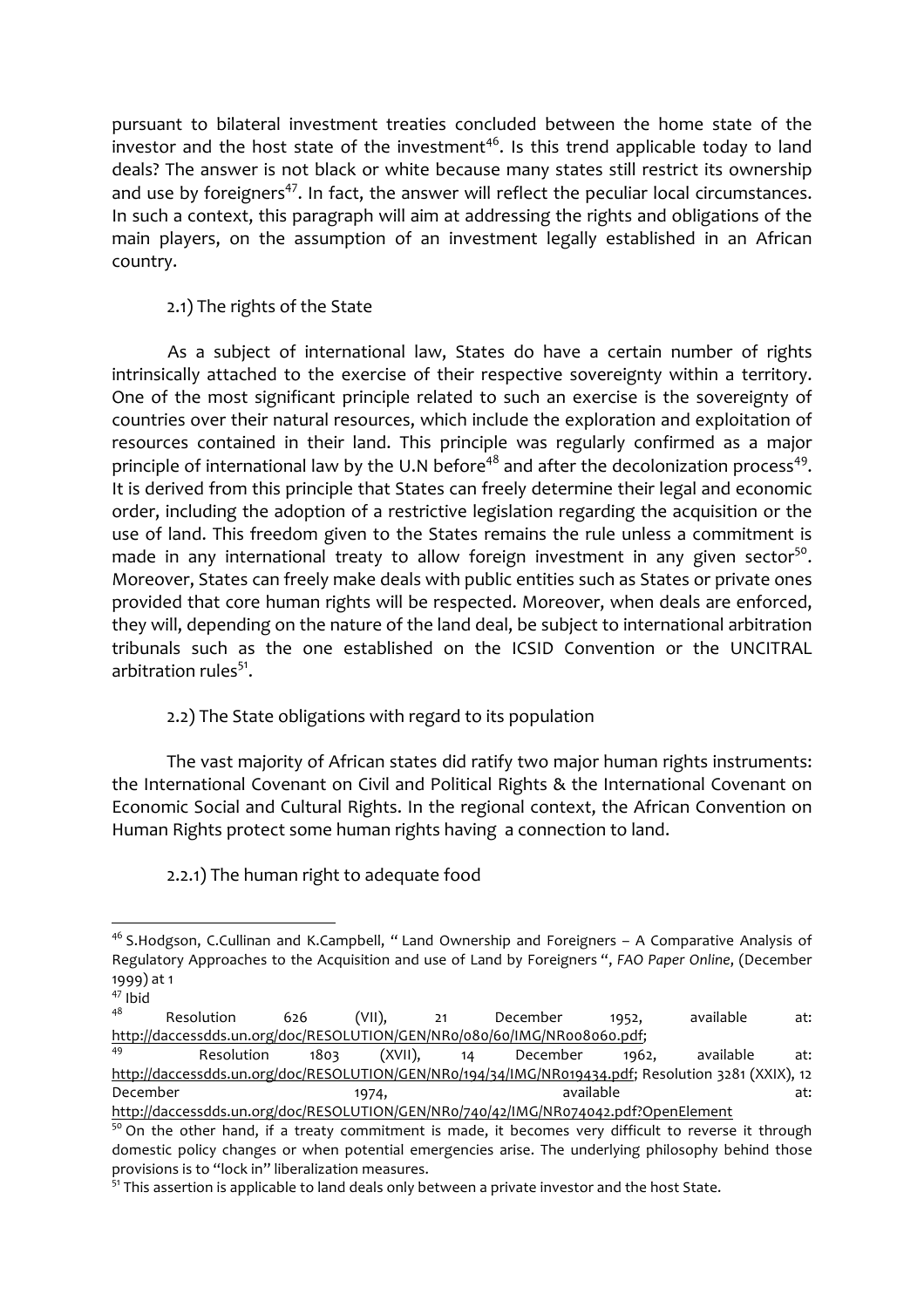pursuant to bilateral investment treaties concluded between the home state of the investor and the host state of the investment[46]. Is this trend applicable today to land deals? The answer is not black or white because many states still restrict its ownership and use by foreigners[47]. In fact, the answer will reflect the peculiar local circumstances. In such a context, this paragraph will aim at addressing the rights and obligations of the main players, on the assumption of an investment legally established in an African country.

### 2.1) The rights of the State

As a subject of international law, States do have a certain number of rights intrinsically attached to the exercise of their respective sovereignty within a territory. One of the most significant principle related to such an exercise is the sovereignty of countries over their natural resources, which include the exploration and exploitation of resources contained in their land. This principle was regularly confirmed as a major principle of international law by the U.N before[48] and after the decolonization process[49]. It is derived from this principle that States can freely determine their legal and economic order, including the adoption of a restrictive legislation regarding the acquisition or the use of land. This freedom given to the States remains the rule unless a commitment is made in any international treaty to allow foreign investment in any given sector[50]. Moreover, States can freely make deals with public entities such as States or private ones provided that core human rights will be respected. Moreover, when deals are enforced, they will, depending on the nature of the land deal, be subject to international arbitration tribunals such as the one established on the ICSID Convention or the UNCITRAL arbitration rules[51].

### 2.2) The State obligations with regard to its population

The vast majority of African states did ratify two major human rights instruments: the International Covenant on Civil and Political Rights & the International Covenant on Economic Social and Cultural Rights. In the regional context, the African Convention on Human Rights protect some human rights having a connection to land.

#### 2.2.1) The human right to adequate food

---

[46] S.Hodgson, C.Cullinan and K.Campbell, " Land Ownership and Foreigners – A Comparative Analysis of Regulatory Approaches to the Acquisition and use of Land by Foreigners ", *FAO Paper Online*, (December 1999) at 1

[47] Ibid

[48] Resolution 626 (VII), 21 December 1952, available at: http://daccessdds.un.org/doc/RESOLUTION/GEN/NR0/080/60/IMG/NR008060.pdf;

[49] Resolution 1803 (XVII), 14 December 1962, available at: http://daccessdds.un.org/doc/RESOLUTION/GEN/NR0/194/34/IMG/NR019434.pdf; Resolution 3281 (XXIX), 12 December 1974, available at: http://daccessdds.un.org/doc/RESOLUTION/GEN/NR0/740/42/IMG/NR074042.pdf?OpenElement

[50] On the other hand, if a treaty commitment is made, it becomes very difficult to reverse it through domestic policy changes or when potential emergencies arise. The underlying philosophy behind those provisions is to "lock in" liberalization measures.

[51] This assertion is applicable to land deals only between a private investor and the host State.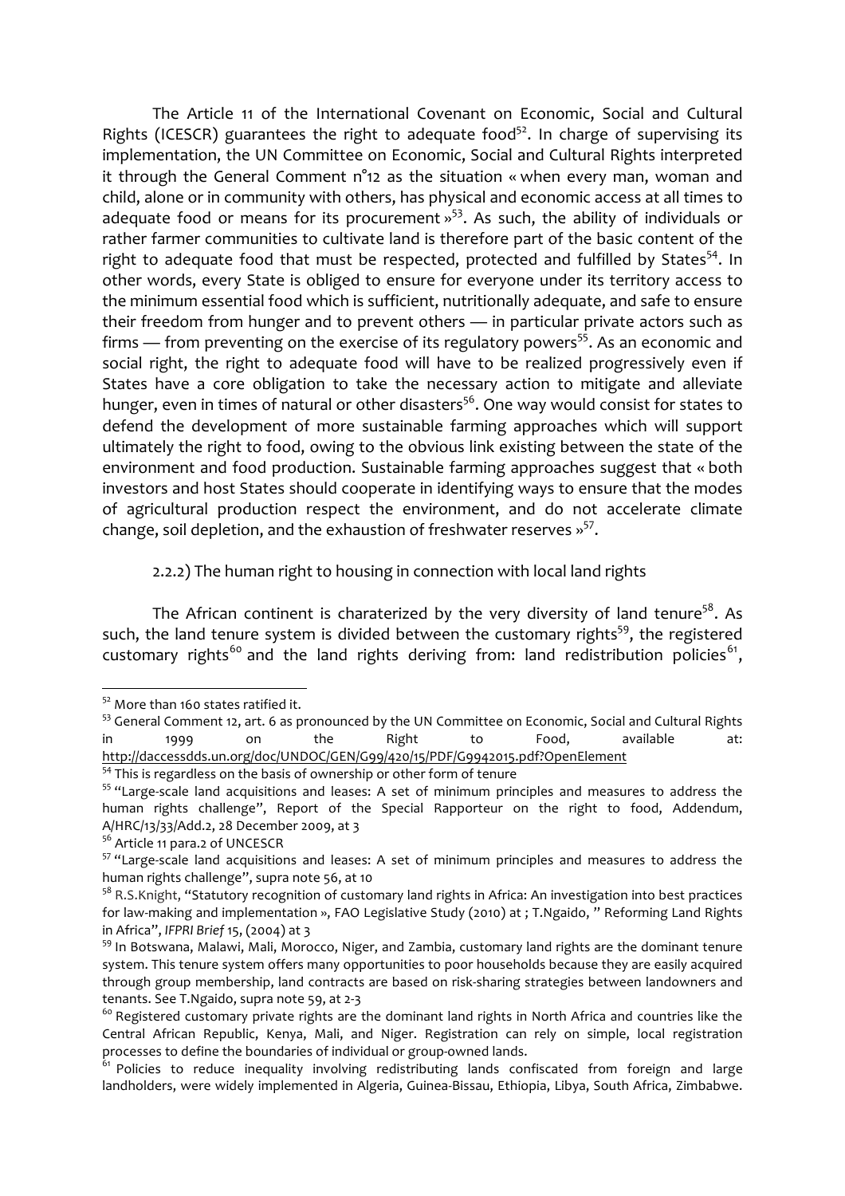The Article 11 of the International Covenant on Economic, Social and Cultural Rights (ICESCR) guarantees the right to adequate food[52]. In charge of supervising its implementation, the UN Committee on Economic, Social and Cultural Rights interpreted it through the General Comment n°12 as the situation « when every man, woman and child, alone or in community with others, has physical and economic access at all times to adequate food or means for its procurement »[53]. As such, the ability of individuals or rather farmer communities to cultivate land is therefore part of the basic content of the right to adequate food that must be respected, protected and fulfilled by States[54]. In other words, every State is obliged to ensure for everyone under its territory access to the minimum essential food which is sufficient, nutritionally adequate, and safe to ensure their freedom from hunger and to prevent others — in particular private actors such as firms — from preventing on the exercise of its regulatory powers[55]. As an economic and social right, the right to adequate food will have to be realized progressively even if States have a core obligation to take the necessary action to mitigate and alleviate hunger, even in times of natural or other disasters[56]. One way would consist for states to defend the development of more sustainable farming approaches which will support ultimately the right to food, owing to the obvious link existing between the state of the environment and food production. Sustainable farming approaches suggest that « both investors and host States should cooperate in identifying ways to ensure that the modes of agricultural production respect the environment, and do not accelerate climate change, soil depletion, and the exhaustion of freshwater reserves »[57].

2.2.2) The human right to housing in connection with local land rights

The African continent is charaterized by the very diversity of land tenure[58]. As such, the land tenure system is divided between the customary rights[59], the registered customary rights[60] and the land rights deriving from: land redistribution policies[61],

---

[52] More than 160 states ratified it.

[53] General Comment 12, art. 6 as pronounced by the UN Committee on Economic, Social and Cultural Rights in 1999 on the Right to Food, available at: http://daccessdds.un.org/doc/UNDOC/GEN/G99/420/15/PDF/G9942015.pdf?OpenElement

[54] This is regardless on the basis of ownership or other form of tenure

[55] "Large-scale land acquisitions and leases: A set of minimum principles and measures to address the human rights challenge", Report of the Special Rapporteur on the right to food, Addendum, A/HRC/13/33/Add.2, 28 December 2009, at 3

[56] Article 11 para.2 of UNCESCR

[57] "Large-scale land acquisitions and leases: A set of minimum principles and measures to address the human rights challenge", supra note 56, at 10

[58] R.S.Knight, "Statutory recognition of customary land rights in Africa: An investigation into best practices for law-making and implementation », FAO Legislative Study (2010) at ; T.Ngaido, " Reforming Land Rights in Africa", *IFPRI Brief* 15, (2004) at 3

[59] In Botswana, Malawi, Mali, Morocco, Niger, and Zambia, customary land rights are the dominant tenure system. This tenure system offers many opportunities to poor households because they are easily acquired through group membership, land contracts are based on risk-sharing strategies between landowners and tenants. See T.Ngaido, supra note 59, at 2-3

[60] Registered customary private rights are the dominant land rights in North Africa and countries like the Central African Republic, Kenya, Mali, and Niger. Registration can rely on simple, local registration processes to define the boundaries of individual or group-owned lands.

[61] Policies to reduce inequality involving redistributing lands confiscated from foreign and large landholders, were widely implemented in Algeria, Guinea-Bissau, Ethiopia, Libya, South Africa, Zimbabwe.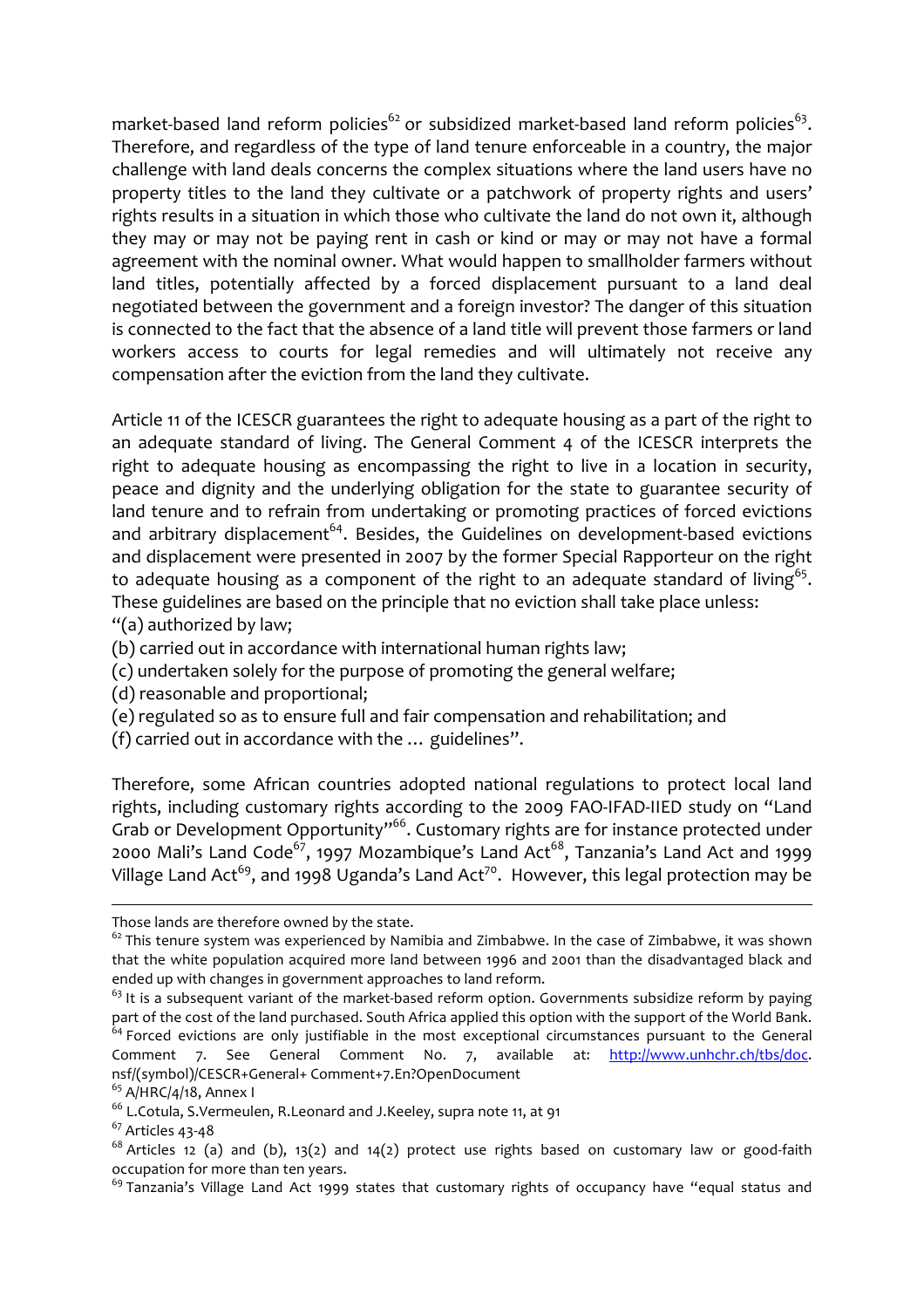market-based land reform policies[62] or subsidized market-based land reform policies[63]. Therefore, and regardless of the type of land tenure enforceable in a country, the major challenge with land deals concerns the complex situations where the land users have no property titles to the land they cultivate or a patchwork of property rights and users' rights results in a situation in which those who cultivate the land do not own it, although they may or may not be paying rent in cash or kind or may or may not have a formal agreement with the nominal owner. What would happen to smallholder farmers without land titles, potentially affected by a forced displacement pursuant to a land deal negotiated between the government and a foreign investor? The danger of this situation is connected to the fact that the absence of a land title will prevent those farmers or land workers access to courts for legal remedies and will ultimately not receive any compensation after the eviction from the land they cultivate.

Article 11 of the ICESCR guarantees the right to adequate housing as a part of the right to an adequate standard of living. The General Comment 4 of the ICESCR interprets the right to adequate housing as encompassing the right to live in a location in security, peace and dignity and the underlying obligation for the state to guarantee security of land tenure and to refrain from undertaking or promoting practices of forced evictions and arbitrary displacement[64]. Besides, the Guidelines on development-based evictions and displacement were presented in 2007 by the former Special Rapporteur on the right to adequate housing as a component of the right to an adequate standard of living[65]. These guidelines are based on the principle that no eviction shall take place unless:

"(a) authorized by law;

(b) carried out in accordance with international human rights law;

(c) undertaken solely for the purpose of promoting the general welfare;

(d) reasonable and proportional;

(e) regulated so as to ensure full and fair compensation and rehabilitation; and

(f) carried out in accordance with the … guidelines".

Therefore, some African countries adopted national regulations to protect local land rights, including customary rights according to the 2009 FAO-IFAD-IIED study on "Land Grab or Development Opportunity"[66]. Customary rights are for instance protected under 2000 Mali's Land Code[67], 1997 Mozambique's Land Act[68], Tanzania's Land Act and 1999 Village Land Act[69], and 1998 Uganda's Land Act[70]. However, this legal protection may be

---

Those lands are therefore owned by the state.

[62] This tenure system was experienced by Namibia and Zimbabwe. In the case of Zimbabwe, it was shown that the white population acquired more land between 1996 and 2001 than the disadvantaged black and ended up with changes in government approaches to land reform.

[63] It is a subsequent variant of the market-based reform option. Governments subsidize reform by paying part of the cost of the land purchased. South Africa applied this option with the support of the World Bank.

[64] Forced evictions are only justifiable in the most exceptional circumstances pursuant to the General Comment 7. See General Comment No. 7, available at: http://www.unhchr.ch/tbs/doc.nsf/(symbol)/CESCR+General+ Comment+7.En?OpenDocument

[65] A/HRC/4/18, Annex I

[66] L.Cotula, S.Vermeulen, R.Leonard and J.Keeley, supra note 11, at 91

[67] Articles 43-48

[68] Articles 12 (a) and (b), 13(2) and 14(2) protect use rights based on customary law or good-faith occupation for more than ten years.

[69] Tanzania's Village Land Act 1999 states that customary rights of occupancy have "equal status and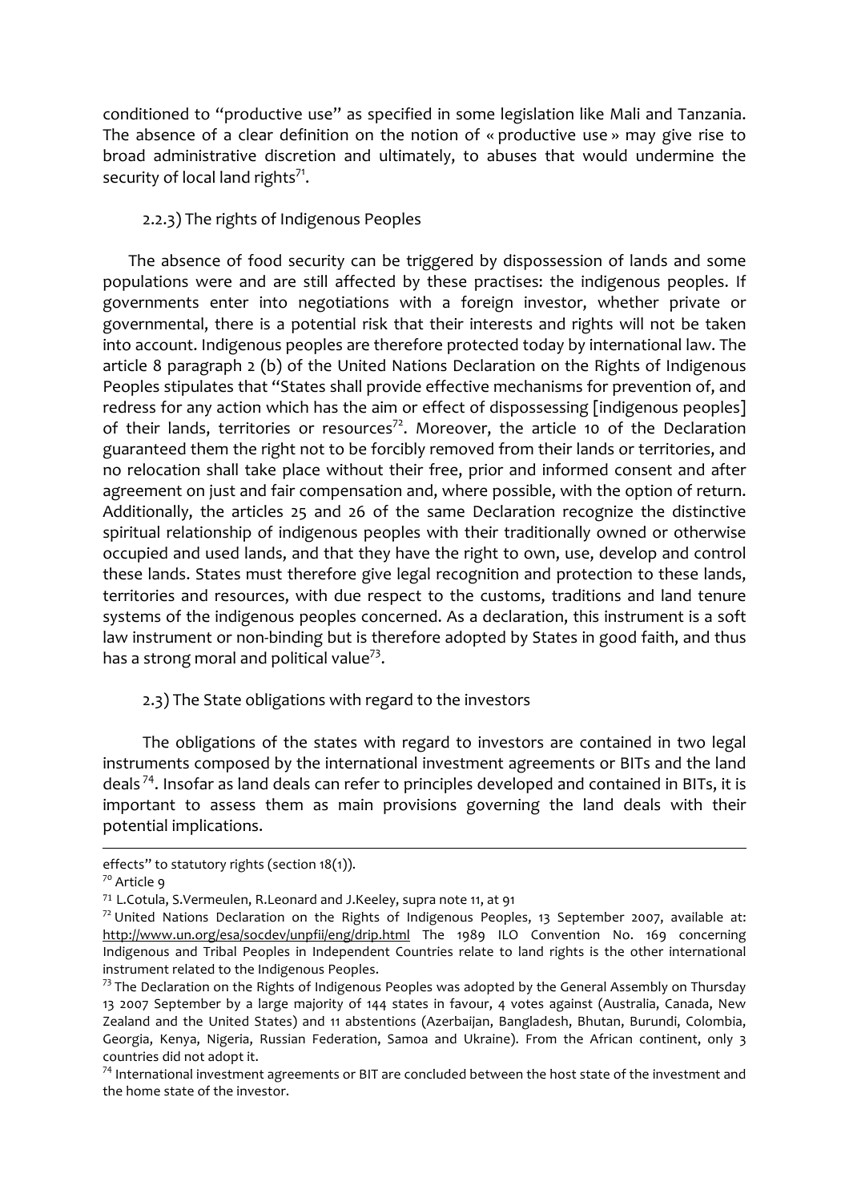conditioned to "productive use" as specified in some legislation like Mali and Tanzania. The absence of a clear definition on the notion of « productive use » may give rise to broad administrative discretion and ultimately, to abuses that would undermine the security of local land rights[71].

### 2.2.3) The rights of Indigenous Peoples

The absence of food security can be triggered by dispossession of lands and some populations were and are still affected by these practises: the indigenous peoples. If governments enter into negotiations with a foreign investor, whether private or governmental, there is a potential risk that their interests and rights will not be taken into account. Indigenous peoples are therefore protected today by international law. The article 8 paragraph 2 (b) of the United Nations Declaration on the Rights of Indigenous Peoples stipulates that "States shall provide effective mechanisms for prevention of, and redress for any action which has the aim or effect of dispossessing [indigenous peoples] of their lands, territories or resources[72]. Moreover, the article 10 of the Declaration guaranteed them the right not to be forcibly removed from their lands or territories, and no relocation shall take place without their free, prior and informed consent and after agreement on just and fair compensation and, where possible, with the option of return. Additionally, the articles 25 and 26 of the same Declaration recognize the distinctive spiritual relationship of indigenous peoples with their traditionally owned or otherwise occupied and used lands, and that they have the right to own, use, develop and control these lands. States must therefore give legal recognition and protection to these lands, territories and resources, with due respect to the customs, traditions and land tenure systems of the indigenous peoples concerned. As a declaration, this instrument is a soft law instrument or non-binding but is therefore adopted by States in good faith, and thus has a strong moral and political value[73].

### 2.3) The State obligations with regard to the investors

The obligations of the states with regard to investors are contained in two legal instruments composed by the international investment agreements or BITs and the land deals[74]. Insofar as land deals can refer to principles developed and contained in BITs, it is important to assess them as main provisions governing the land deals with their potential implications.

---

effects" to statutory rights (section 18(1)).

[70] Article 9

[71] L.Cotula, S.Vermeulen, R.Leonard and J.Keeley, supra note 11, at 91

[72] United Nations Declaration on the Rights of Indigenous Peoples, 13 September 2007, available at: http://www.un.org/esa/socdev/unpfii/eng/drip.html The 1989 ILO Convention No. 169 concerning Indigenous and Tribal Peoples in Independent Countries relate to land rights is the other international instrument related to the Indigenous Peoples.

[73] The Declaration on the Rights of Indigenous Peoples was adopted by the General Assembly on Thursday 13 2007 September by a large majority of 144 states in favour, 4 votes against (Australia, Canada, New Zealand and the United States) and 11 abstentions (Azerbaijan, Bangladesh, Bhutan, Burundi, Colombia, Georgia, Kenya, Nigeria, Russian Federation, Samoa and Ukraine). From the African continent, only 3 countries did not adopt it.

[74] International investment agreements or BIT are concluded between the host state of the investment and the home state of the investor.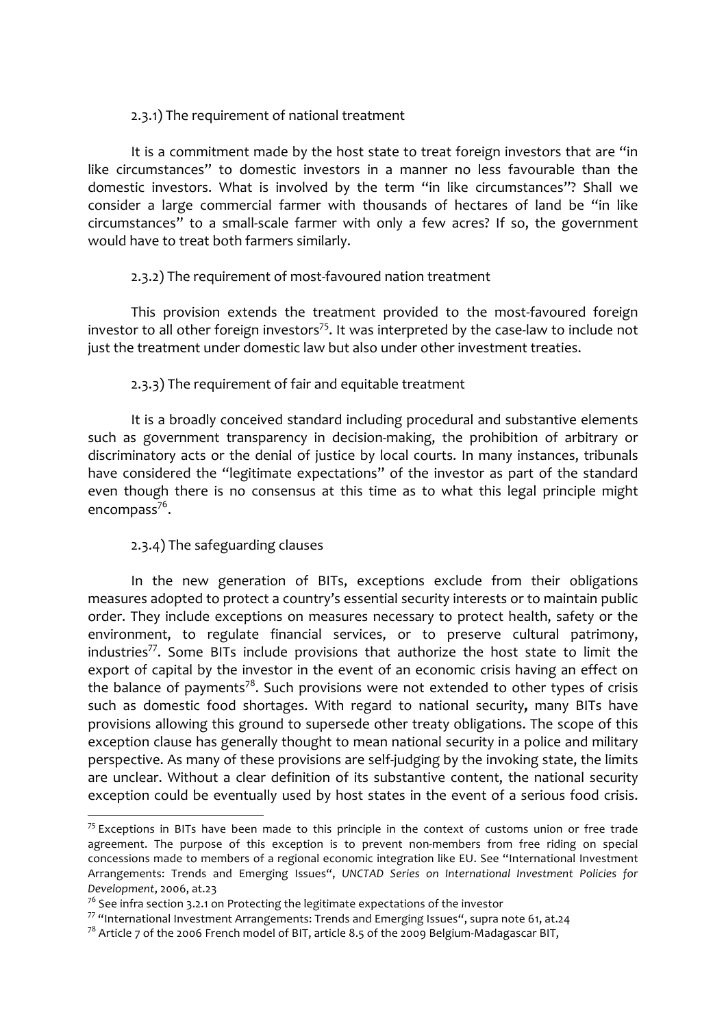#### 2.3.1) The requirement of national treatment

It is a commitment made by the host state to treat foreign investors that are "in like circumstances" to domestic investors in a manner no less favourable than the domestic investors. What is involved by the term "in like circumstances"? Shall we consider a large commercial farmer with thousands of hectares of land be "in like circumstances" to a small-scale farmer with only a few acres? If so, the government would have to treat both farmers similarly.

#### 2.3.2) The requirement of most-favoured nation treatment

This provision extends the treatment provided to the most-favoured foreign investor to all other foreign investors[75]. It was interpreted by the case-law to include not just the treatment under domestic law but also under other investment treaties.

#### 2.3.3) The requirement of fair and equitable treatment

It is a broadly conceived standard including procedural and substantive elements such as government transparency in decision-making, the prohibition of arbitrary or discriminatory acts or the denial of justice by local courts. In many instances, tribunals have considered the "legitimate expectations" of the investor as part of the standard even though there is no consensus at this time as to what this legal principle might encompass[76].

#### 2.3.4) The safeguarding clauses

In the new generation of BITs, exceptions exclude from their obligations measures adopted to protect a country's essential security interests or to maintain public order. They include exceptions on measures necessary to protect health, safety or the environment, to regulate financial services, or to preserve cultural patrimony, industries[77]. Some BITs include provisions that authorize the host state to limit the export of capital by the investor in the event of an economic crisis having an effect on the balance of payments[78]. Such provisions were not extended to other types of crisis such as domestic food shortages. With regard to national security**,** many BITs have provisions allowing this ground to supersede other treaty obligations. The scope of this exception clause has generally thought to mean national security in a police and military perspective. As many of these provisions are self-judging by the invoking state, the limits are unclear. Without a clear definition of its substantive content, the national security exception could be eventually used by host states in the event of a serious food crisis.

---

[75] Exceptions in BITs have been made to this principle in the context of customs union or free trade agreement. The purpose of this exception is to prevent non-members from free riding on special concessions made to members of a regional economic integration like EU. See "International Investment Arrangements: Trends and Emerging Issues", *UNCTAD Series on International Investment Policies for Development*, 2006, at.23

[76] See infra section 3.2.1 on Protecting the legitimate expectations of the investor

[77] "International Investment Arrangements: Trends and Emerging Issues", supra note 61, at.24

[78] Article 7 of the 2006 French model of BIT, article 8.5 of the 2009 Belgium-Madagascar BIT,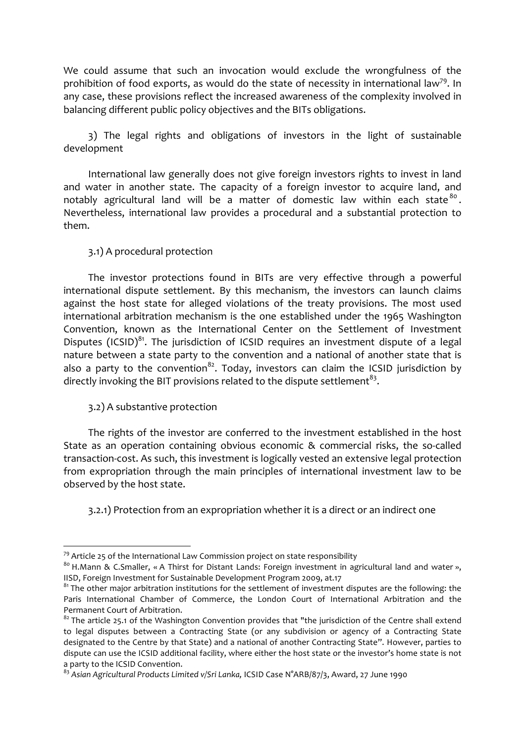We could assume that such an invocation would exclude the wrongfulness of the prohibition of food exports, as would do the state of necessity in international law[79]. In any case, these provisions reflect the increased awareness of the complexity involved in balancing different public policy objectives and the BITs obligations.

### 3) The legal rights and obligations of investors in the light of sustainable development

International law generally does not give foreign investors rights to invest in land and water in another state. The capacity of a foreign investor to acquire land, and notably agricultural land will be a matter of domestic law within each state[80]. Nevertheless, international law provides a procedural and a substantial protection to them.

#### 3.1) A procedural protection

The investor protections found in BITs are very effective through a powerful international dispute settlement. By this mechanism, the investors can launch claims against the host state for alleged violations of the treaty provisions. The most used international arbitration mechanism is the one established under the 1965 Washington Convention, known as the International Center on the Settlement of Investment Disputes (ICSID)[81]. The jurisdiction of ICSID requires an investment dispute of a legal nature between a state party to the convention and a national of another state that is also a party to the convention[82]. Today, investors can claim the ICSID jurisdiction by directly invoking the BIT provisions related to the dispute settlement[83].

#### 3.2) A substantive protection

The rights of the investor are conferred to the investment established in the host State as an operation containing obvious economic & commercial risks, the so-called transaction-cost. As such, this investment is logically vested an extensive legal protection from expropriation through the main principles of international investment law to be observed by the host state.

##### 3.2.1) Protection from an expropriation whether it is a direct or an indirect one

---

[79] Article 25 of the International Law Commission project on state responsibility

[80] H.Mann & C.Smaller, « A Thirst for Distant Lands: Foreign investment in agricultural land and water », IISD, Foreign Investment for Sustainable Development Program 2009, at.17

[81] The other major arbitration institutions for the settlement of investment disputes are the following: the Paris International Chamber of Commerce, the London Court of International Arbitration and the Permanent Court of Arbitration.

[82] The article 25.1 of the Washington Convention provides that "the jurisdiction of the Centre shall extend to legal disputes between a Contracting State (or any subdivision or agency of a Contracting State designated to the Centre by that State) and a national of another Contracting State". However, parties to dispute can use the ICSID additional facility, where either the host state or the investor's home state is not a party to the ICSID Convention.

[83] *Asian Agricultural Products Limited v/Sri Lanka,* ICSID Case N°ARB/87/3, Award, 27 June 1990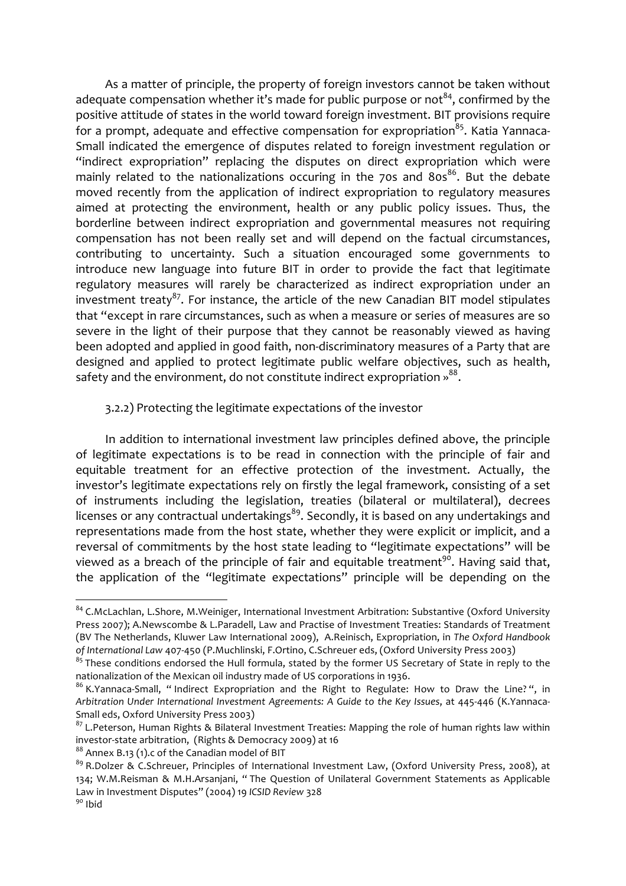As a matter of principle, the property of foreign investors cannot be taken without adequate compensation whether it's made for public purpose or not[84], confirmed by the positive attitude of states in the world toward foreign investment. BIT provisions require for a prompt, adequate and effective compensation for expropriation[85]. Katia Yannaca-Small indicated the emergence of disputes related to foreign investment regulation or "indirect expropriation" replacing the disputes on direct expropriation which were mainly related to the nationalizations occuring in the 70s and 80s[86]. But the debate moved recently from the application of indirect expropriation to regulatory measures aimed at protecting the environment, health or any public policy issues. Thus, the borderline between indirect expropriation and governmental measures not requiring compensation has not been really set and will depend on the factual circumstances, contributing to uncertainty. Such a situation encouraged some governments to introduce new language into future BIT in order to provide the fact that legitimate regulatory measures will rarely be characterized as indirect expropriation under an investment treaty[87]. For instance, the article of the new Canadian BIT model stipulates that "except in rare circumstances, such as when a measure or series of measures are so severe in the light of their purpose that they cannot be reasonably viewed as having been adopted and applied in good faith, non-discriminatory measures of a Party that are designed and applied to protect legitimate public welfare objectives, such as health, safety and the environment, do not constitute indirect expropriation »[88].

3.2.2) Protecting the legitimate expectations of the investor

In addition to international investment law principles defined above, the principle of legitimate expectations is to be read in connection with the principle of fair and equitable treatment for an effective protection of the investment. Actually, the investor's legitimate expectations rely on firstly the legal framework, consisting of a set of instruments including the legislation, treaties (bilateral or multilateral), decrees licenses or any contractual undertakings[89]. Secondly, it is based on any undertakings and representations made from the host state, whether they were explicit or implicit, and a reversal of commitments by the host state leading to "legitimate expectations" will be viewed as a breach of the principle of fair and equitable treatment[90]. Having said that, the application of the "legitimate expectations" principle will be depending on the

---

[84] C.McLachlan, L.Shore, M.Weiniger, International Investment Arbitration: Substantive (Oxford University Press 2007); A.Newscombe & L.Paradell, Law and Practise of Investment Treaties: Standards of Treatment (BV The Netherlands, Kluwer Law International 2009), A.Reinisch, Expropriation, in *The Oxford Handbook of International Law* 407-450 (P.Muchlinski, F.Ortino, C.Schreuer eds, (Oxford University Press 2003)

[85] These conditions endorsed the Hull formula, stated by the former US Secretary of State in reply to the nationalization of the Mexican oil industry made of US corporations in 1936.

[86] K.Yannaca-Small, " Indirect Expropriation and the Right to Regulate: How to Draw the Line? ", in *Arbitration Under International Investment Agreements: A Guide to the Key Issues*, at 445-446 (K.Yannaca-Small eds, Oxford University Press 2003)

[87] L.Peterson, Human Rights & Bilateral Investment Treaties: Mapping the role of human rights law within investor-state arbitration, (Rights & Democracy 2009) at 16

[88] Annex B.13 (1).c of the Canadian model of BIT

[89] R.Dolzer & C.Schreuer, Principles of International Investment Law, (Oxford University Press, 2008), at 134; W.M.Reisman & M.H.Arsanjani, " The Question of Unilateral Government Statements as Applicable Law in Investment Disputes" (2004) 19 *ICSID Review* 328

[90] Ibid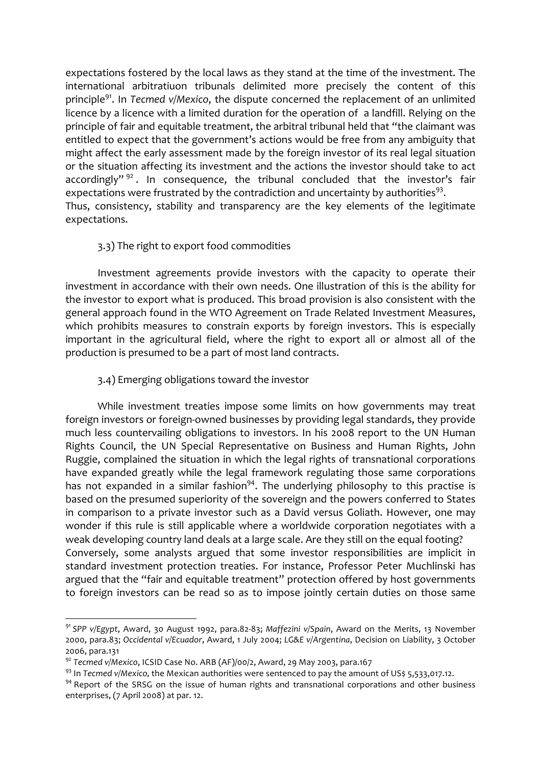expectations fostered by the local laws as they stand at the time of the investment. The international arbitratiuon tribunals delimited more precisely the content of this principle[91]. In *Tecmed v/Mexico*, the dispute concerned the replacement of an unlimited licence by a licence with a limited duration for the operation of a landfill. Relying on the principle of fair and equitable treatment, the arbitral tribunal held that "the claimant was entitled to expect that the government's actions would be free from any ambiguity that might affect the early assessment made by the foreign investor of its real legal situation or the situation affecting its investment and the actions the investor should take to act accordingly"[92]. In consequence, the tribunal concluded that the investor's fair expectations were frustrated by the contradiction and uncertainty by authorities[93].
Thus, consistency, stability and transparency are the key elements of the legitimate expectations.

### 3.3) The right to export food commodities

Investment agreements provide investors with the capacity to operate their investment in accordance with their own needs. One illustration of this is the ability for the investor to export what is produced. This broad provision is also consistent with the general approach found in the WTO Agreement on Trade Related Investment Measures, which prohibits measures to constrain exports by foreign investors. This is especially important in the agricultural field, where the right to export all or almost all of the production is presumed to be a part of most land contracts.

### 3.4) Emerging obligations toward the investor

While investment treaties impose some limits on how governments may treat foreign investors or foreign-owned businesses by providing legal standards, they provide much less countervailing obligations to investors. In his 2008 report to the UN Human Rights Council, the UN Special Representative on Business and Human Rights, John Ruggie, complained the situation in which the legal rights of transnational corporations have expanded greatly while the legal framework regulating those same corporations has not expanded in a similar fashion[94]. The underlying philosophy to this practise is based on the presumed superiority of the sovereign and the powers conferred to States in comparison to a private investor such as a David versus Goliath. However, one may wonder if this rule is still applicable where a worldwide corporation negotiates with a weak developing country land deals at a large scale. Are they still on the equal footing?
Conversely, some analysts argued that some investor responsibilities are implicit in standard investment protection treaties. For instance, Professor Peter Muchlinski has argued that the "fair and equitable treatment" protection offered by host governments to foreign investors can be read so as to impose jointly certain duties on those same

---

[91] *SPP v/Egypt*, Award, 30 August 1992, para.82-83; *Maffezini v/Spain*, Award on the Merits, 13 November 2000, para.83; *Occidental v/Ecuador*, Award, 1 July 2004; *LG&E v/Argentina*, Decision on Liability, 3 October 2006, para.131

[92] *Tecmed v/Mexico*, ICSID Case No. ARB (AF)/00/2, Award, 29 May 2003, para.167

[93] In *Tecmed v/Mexico*, the Mexican authorities were sentenced to pay the amount of US$ 5,533,017.12.

[94] Report of the SRSG on the issue of human rights and transnational corporations and other business enterprises, (7 April 2008) at par. 12.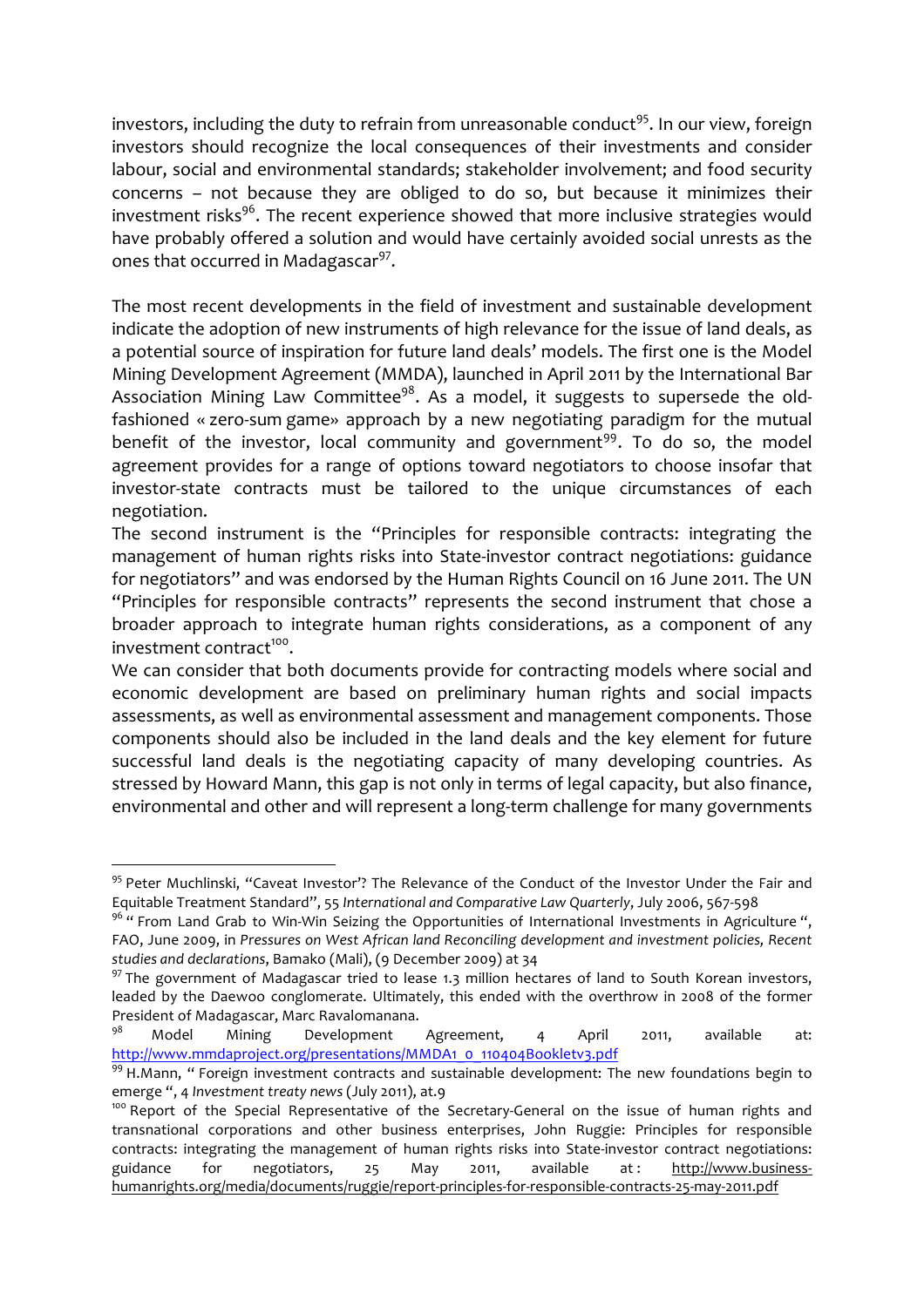investors, including the duty to refrain from unreasonable conduct[95]. In our view, foreign investors should recognize the local consequences of their investments and consider labour, social and environmental standards; stakeholder involvement; and food security concerns – not because they are obliged to do so, but because it minimizes their investment risks[96]. The recent experience showed that more inclusive strategies would have probably offered a solution and would have certainly avoided social unrests as the ones that occurred in Madagascar[97].

The most recent developments in the field of investment and sustainable development indicate the adoption of new instruments of high relevance for the issue of land deals, as a potential source of inspiration for future land deals' models. The first one is the Model Mining Development Agreement (MMDA), launched in April 2011 by the International Bar Association Mining Law Committee[98]. As a model, it suggests to supersede the old-fashioned « zero-sum game» approach by a new negotiating paradigm for the mutual benefit of the investor, local community and government[99]. To do so, the model agreement provides for a range of options toward negotiators to choose insofar that investor-state contracts must be tailored to the unique circumstances of each negotiation.

The second instrument is the "Principles for responsible contracts: integrating the management of human rights risks into State-investor contract negotiations: guidance for negotiators" and was endorsed by the Human Rights Council on 16 June 2011. The UN "Principles for responsible contracts" represents the second instrument that chose a broader approach to integrate human rights considerations, as a component of any investment contract[100].

We can consider that both documents provide for contracting models where social and economic development are based on preliminary human rights and social impacts assessments, as well as environmental assessment and management components. Those components should also be included in the land deals and the key element for future successful land deals is the negotiating capacity of many developing countries. As stressed by Howard Mann, this gap is not only in terms of legal capacity, but also finance, environmental and other and will represent a long-term challenge for many governments

---

[95] Peter Muchlinski, "Caveat Investor'? The Relevance of the Conduct of the Investor Under the Fair and Equitable Treatment Standard", 55 *International and Comparative Law Quarterly*, July 2006, 567-598

[96] " From Land Grab to Win-Win Seizing the Opportunities of International Investments in Agriculture ", FAO, June 2009, in *Pressures on West African land Reconciling development and investment policies, Recent studies and declarations*, Bamako (Mali), (9 December 2009) at 34

[97] The government of Madagascar tried to lease 1.3 million hectares of land to South Korean investors, leaded by the Daewoo conglomerate. Ultimately, this ended with the overthrow in 2008 of the former President of Madagascar, Marc Ravalomanana.

[98] Model Mining Development Agreement, 4 April 2011, available at: http://www.mmdaproject.org/presentations/MMDA1_0_110404Bookletv3.pdf

[99] H.Mann, " Foreign investment contracts and sustainable development: The new foundations begin to emerge ", 4 *Investment treaty news* (July 2011), at.9

[100] Report of the Special Representative of the Secretary-General on the issue of human rights and transnational corporations and other business enterprises, John Ruggie: Principles for responsible contracts: integrating the management of human rights risks into State-investor contract negotiations: guidance for negotiators, 25 May 2011, available at : http://www.business-humanrights.org/media/documents/ruggie/report-principles-for-responsible-contracts-25-may-2011.pdf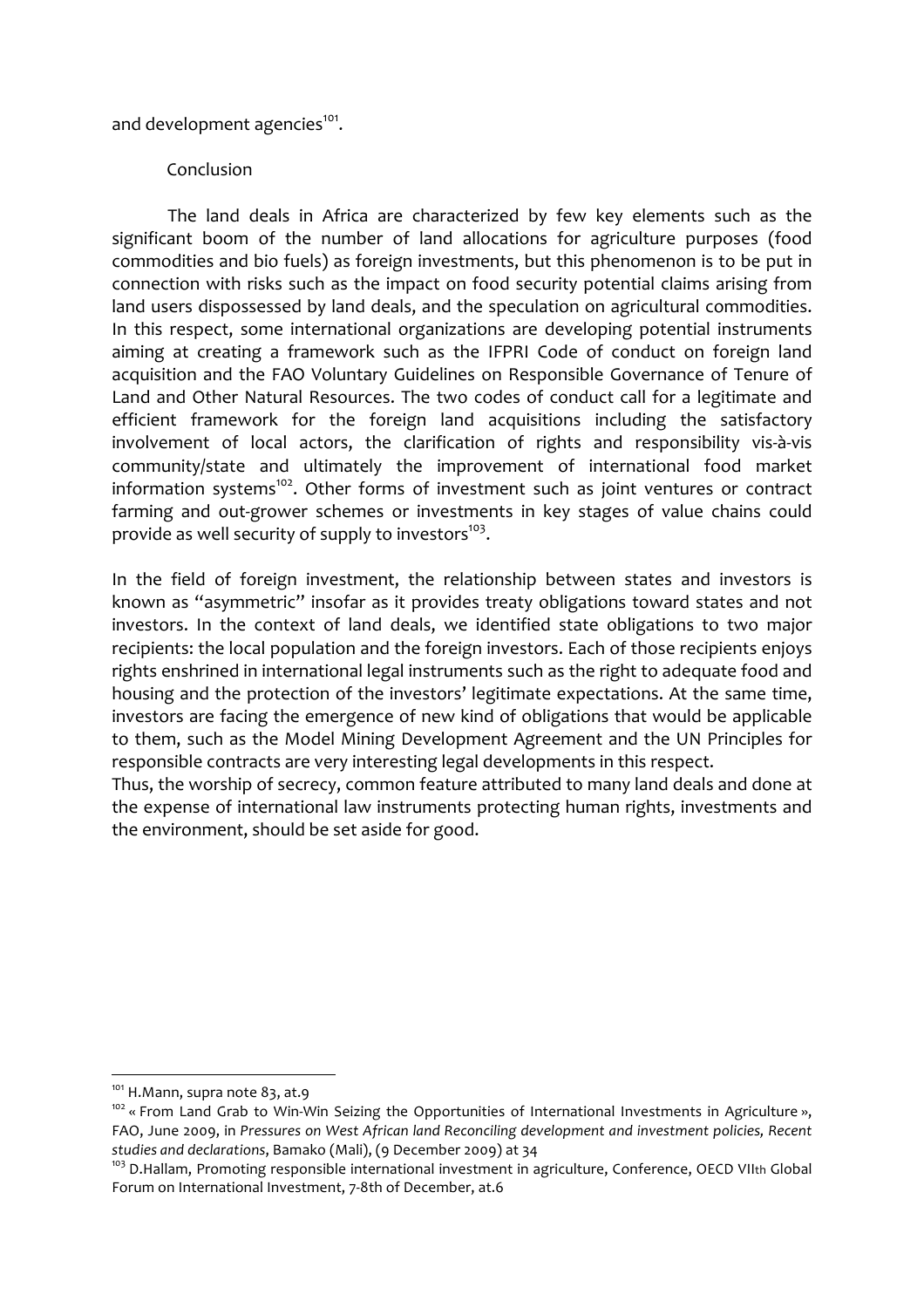and development agencies[101].

## Conclusion

The land deals in Africa are characterized by few key elements such as the significant boom of the number of land allocations for agriculture purposes (food commodities and bio fuels) as foreign investments, but this phenomenon is to be put in connection with risks such as the impact on food security potential claims arising from land users dispossessed by land deals, and the speculation on agricultural commodities. In this respect, some international organizations are developing potential instruments aiming at creating a framework such as the IFPRI Code of conduct on foreign land acquisition and the FAO Voluntary Guidelines on Responsible Governance of Tenure of Land and Other Natural Resources. The two codes of conduct call for a legitimate and efficient framework for the foreign land acquisitions including the satisfactory involvement of local actors, the clarification of rights and responsibility vis-à-vis community/state and ultimately the improvement of international food market information systems[102]. Other forms of investment such as joint ventures or contract farming and out-grower schemes or investments in key stages of value chains could provide as well security of supply to investors[103].

In the field of foreign investment, the relationship between states and investors is known as "asymmetric" insofar as it provides treaty obligations toward states and not investors. In the context of land deals, we identified state obligations to two major recipients: the local population and the foreign investors. Each of those recipients enjoys rights enshrined in international legal instruments such as the right to adequate food and housing and the protection of the investors' legitimate expectations. At the same time, investors are facing the emergence of new kind of obligations that would be applicable to them, such as the Model Mining Development Agreement and the UN Principles for responsible contracts are very interesting legal developments in this respect.
Thus, the worship of secrecy, common feature attributed to many land deals and done at the expense of international law instruments protecting human rights, investments and the environment, should be set aside for good.

---

[101] H.Mann, supra note 83, at.9

[102] « From Land Grab to Win-Win Seizing the Opportunities of International Investments in Agriculture », FAO, June 2009, in *Pressures on West African land Reconciling development and investment policies, Recent studies and declarations*, Bamako (Mali), (9 December 2009) at 34

[103] D.Hallam, Promoting responsible international investment in agriculture, Conference, OECD VIIth Global Forum on International Investment, 7-8th of December, at.6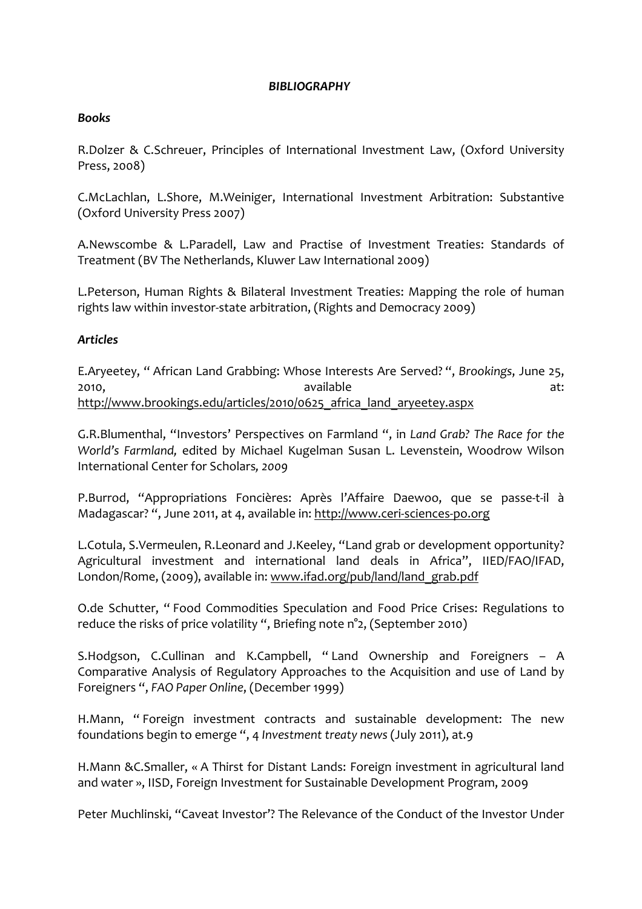***BIBLIOGRAPHY***

***Books***

R.Dolzer & C.Schreuer, Principles of International Investment Law, (Oxford University Press, 2008)

C.McLachlan, L.Shore, M.Weiniger, International Investment Arbitration: Substantive (Oxford University Press 2007)

A.Newscombe & L.Paradell, Law and Practise of Investment Treaties: Standards of Treatment (BV The Netherlands, Kluwer Law International 2009)

L.Peterson, Human Rights & Bilateral Investment Treaties: Mapping the role of human rights law within investor-state arbitration, (Rights and Democracy 2009)

***Articles***

E.Aryeetey, " African Land Grabbing: Whose Interests Are Served? ", *Brookings*, June 25, 2010, available at: http://www.brookings.edu/articles/2010/0625_africa_land_aryeetey.aspx

G.R.Blumenthal, "Investors' Perspectives on Farmland ", in *Land Grab? The Race for the World's Farmland,* edited by Michael Kugelman Susan L. Levenstein, Woodrow Wilson International Center for Scholars*, 2009*

P.Burrod, "Appropriations Foncières: Après l'Affaire Daewoo, que se passe-t-il à Madagascar? ", June 2011, at 4, available in: http://www.ceri-sciences-po.org

L.Cotula, S.Vermeulen, R.Leonard and J.Keeley, "Land grab or development opportunity? Agricultural investment and international land deals in Africa", IIED/FAO/IFAD, London/Rome, (2009), available in: www.ifad.org/pub/land/land_grab.pdf

O.de Schutter, " Food Commodities Speculation and Food Price Crises: Regulations to reduce the risks of price volatility ", Briefing note n°2, (September 2010)

S.Hodgson, C.Cullinan and K.Campbell, " Land Ownership and Foreigners – A Comparative Analysis of Regulatory Approaches to the Acquisition and use of Land by Foreigners ", *FAO Paper Online*, (December 1999)

H.Mann, " Foreign investment contracts and sustainable development: The new foundations begin to emerge ", 4 *Investment treaty news* (July 2011), at.9

H.Mann &C.Smaller, « A Thirst for Distant Lands: Foreign investment in agricultural land and water », IISD, Foreign Investment for Sustainable Development Program, 2009

Peter Muchlinski, "Caveat Investor'? The Relevance of the Conduct of the Investor Under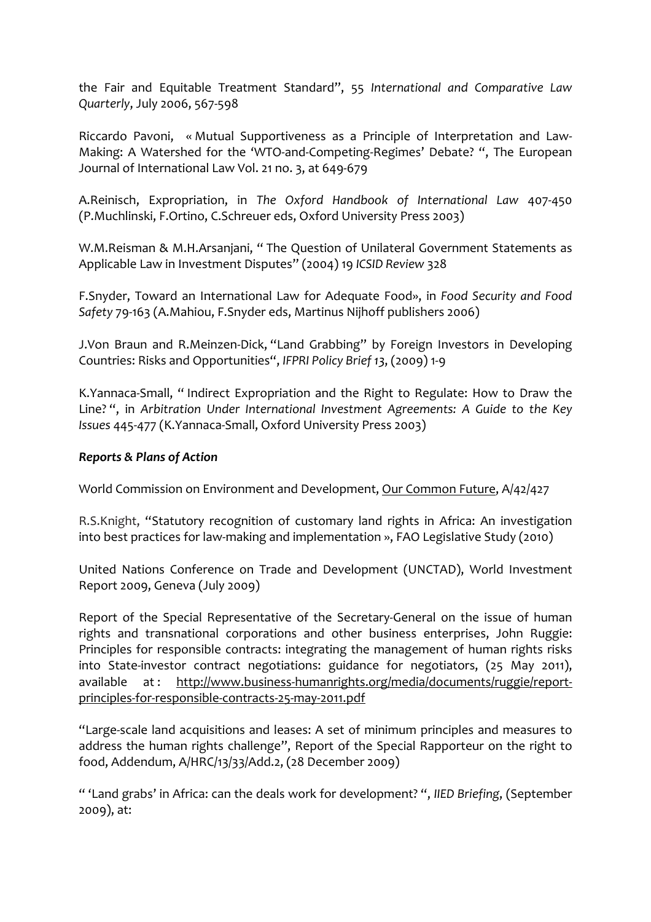the Fair and Equitable Treatment Standard", 55 *International and Comparative Law Quarterly*, July 2006, 567-598

Riccardo Pavoni, « Mutual Supportiveness as a Principle of Interpretation and Law-Making: A Watershed for the 'WTO-and-Competing-Regimes' Debate? ", The European Journal of International Law Vol. 21 no. 3, at 649-679

A.Reinisch, Expropriation, in *The Oxford Handbook of International Law* 407-450 (P.Muchlinski, F.Ortino, C.Schreuer eds, Oxford University Press 2003)

W.M.Reisman & M.H.Arsanjani, " The Question of Unilateral Government Statements as Applicable Law in Investment Disputes" (2004) 19 *ICSID Review* 328

F.Snyder, Toward an International Law for Adequate Food», in *Food Security and Food Safety* 79-163 (A.Mahiou, F.Snyder eds, Martinus Nijhoff publishers 2006)

J.Von Braun and R.Meinzen-Dick, "Land Grabbing" by Foreign Investors in Developing Countries: Risks and Opportunities", *IFPRI Policy Brief 13*, (2009) 1-9

K.Yannaca-Small, " Indirect Expropriation and the Right to Regulate: How to Draw the Line? ", in *Arbitration Under International Investment Agreements: A Guide to the Key Issues* 445-477 (K.Yannaca-Small, Oxford University Press 2003)

***Reports & Plans of Action***

World Commission on Environment and Development, Our Common Future, A/42/427

R.S.Knight, "Statutory recognition of customary land rights in Africa: An investigation into best practices for law-making and implementation », FAO Legislative Study (2010)

United Nations Conference on Trade and Development (UNCTAD), World Investment Report 2009, Geneva (July 2009)

Report of the Special Representative of the Secretary-General on the issue of human rights and transnational corporations and other business enterprises, John Ruggie: Principles for responsible contracts: integrating the management of human rights risks into State-investor contract negotiations: guidance for negotiators, (25 May 2011), available at : http://www.business-humanrights.org/media/documents/ruggie/report-principles-for-responsible-contracts-25-may-2011.pdf

"Large-scale land acquisitions and leases: A set of minimum principles and measures to address the human rights challenge", Report of the Special Rapporteur on the right to food, Addendum, A/HRC/13/33/Add.2, (28 December 2009)

" 'Land grabs' in Africa: can the deals work for development? ", *IIED Briefing*, (September 2009), at: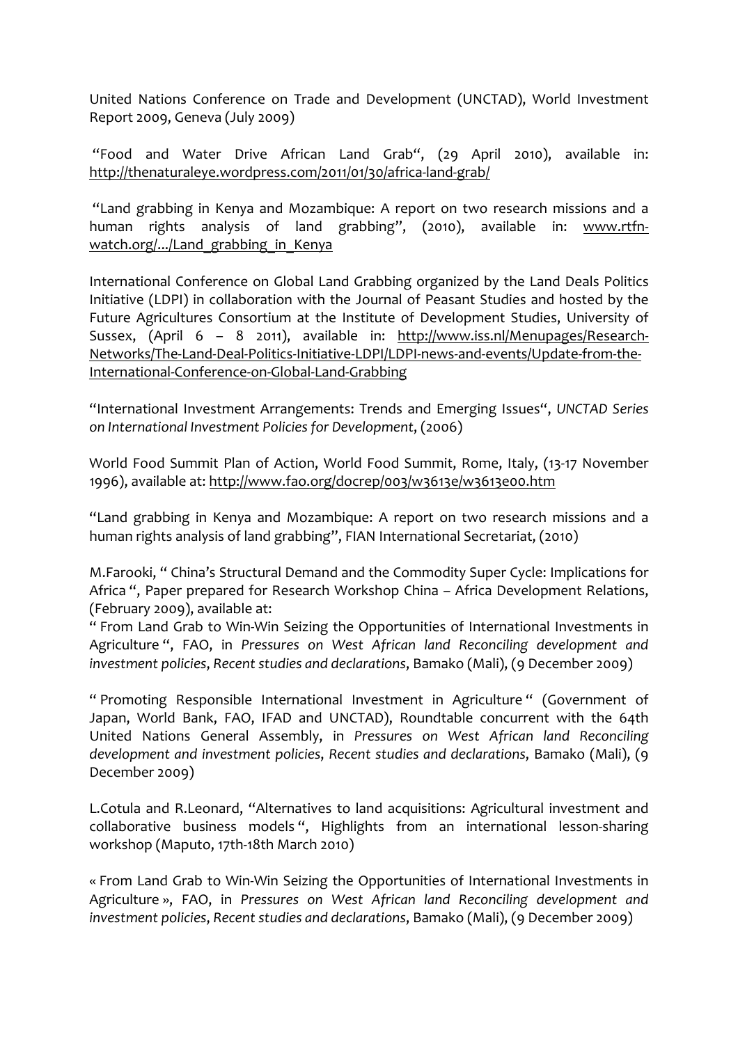United Nations Conference on Trade and Development (UNCTAD), World Investment Report 2009, Geneva (July 2009)

"Food and Water Drive African Land Grab", (29 April 2010), available in: http://thenaturaleye.wordpress.com/2011/01/30/africa-land-grab/

"Land grabbing in Kenya and Mozambique: A report on two research missions and a human rights analysis of land grabbing", (2010), available in: www.rtfn-watch.org/.../Land_grabbing_in_Kenya

International Conference on Global Land Grabbing organized by the Land Deals Politics Initiative (LDPI) in collaboration with the Journal of Peasant Studies and hosted by the Future Agricultures Consortium at the Institute of Development Studies, University of Sussex, (April 6 – 8 2011), available in: http://www.iss.nl/Menupages/Research-Networks/The-Land-Deal-Politics-Initiative-LDPI/LDPI-news-and-events/Update-from-the-International-Conference-on-Global-Land-Grabbing

"International Investment Arrangements: Trends and Emerging Issues", *UNCTAD Series on International Investment Policies for Development*, (2006)

World Food Summit Plan of Action, World Food Summit, Rome, Italy, (13-17 November 1996), available at: http://www.fao.org/docrep/003/w3613e/w3613e00.htm

"Land grabbing in Kenya and Mozambique: A report on two research missions and a human rights analysis of land grabbing", FIAN International Secretariat, (2010)

M.Farooki, " China's Structural Demand and the Commodity Super Cycle: Implications for Africa ", Paper prepared for Research Workshop China – Africa Development Relations, (February 2009), available at:
" From Land Grab to Win-Win Seizing the Opportunities of International Investments in Agriculture ", FAO, in *Pressures on West African land Reconciling development and investment policies*, *Recent studies and declarations*, Bamako (Mali), (9 December 2009)

" Promoting Responsible International Investment in Agriculture " (Government of Japan, World Bank, FAO, IFAD and UNCTAD), Roundtable concurrent with the 64th United Nations General Assembly, in *Pressures on West African land Reconciling development and investment policies*, *Recent studies and declarations*, Bamako (Mali), (9 December 2009)

L.Cotula and R.Leonard, "Alternatives to land acquisitions: Agricultural investment and collaborative business models ", Highlights from an international lesson-sharing workshop (Maputo, 17th-18th March 2010)

« From Land Grab to Win-Win Seizing the Opportunities of International Investments in Agriculture », FAO, in *Pressures on West African land Reconciling development and investment policies*, *Recent studies and declarations*, Bamako (Mali), (9 December 2009)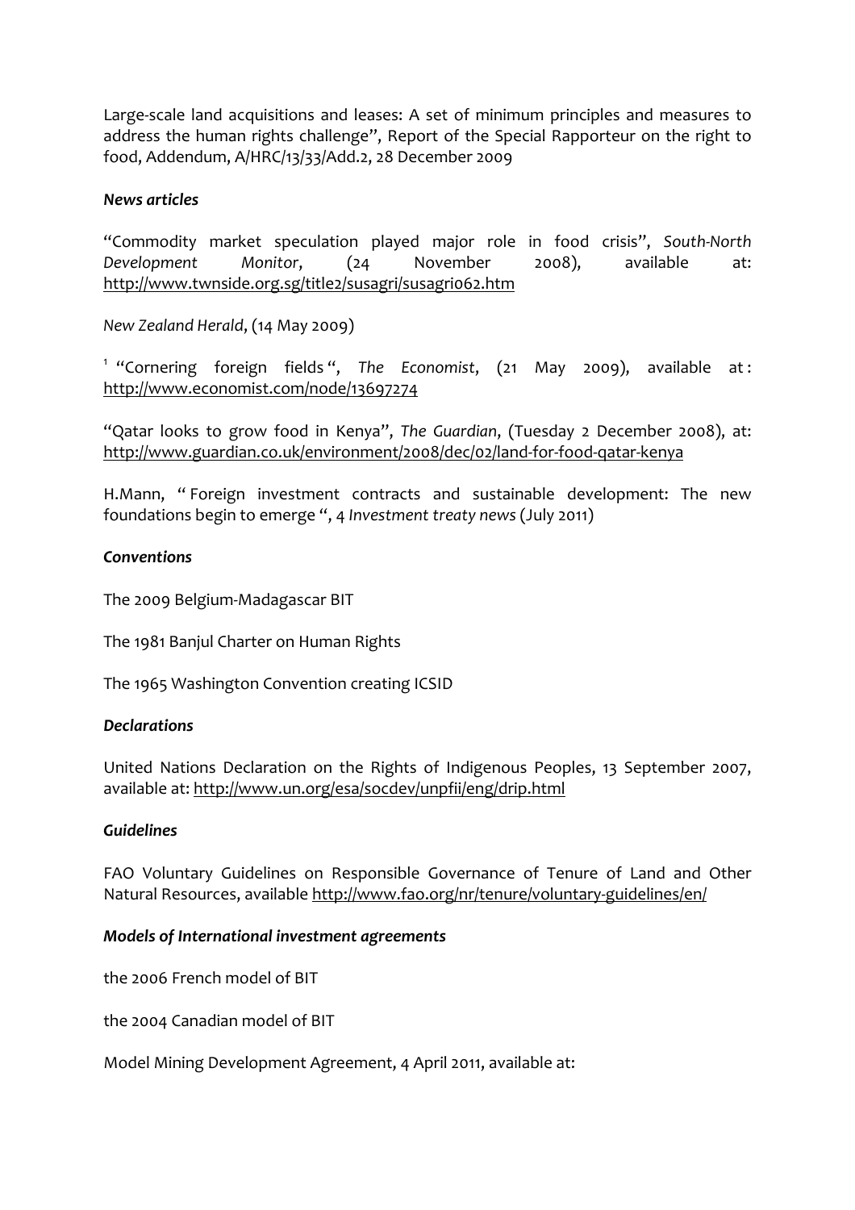Large-scale land acquisitions and leases: A set of minimum principles and measures to address the human rights challenge", Report of the Special Rapporteur on the right to food, Addendum, A/HRC/13/33/Add.2, 28 December 2009

***News articles***

"Commodity market speculation played major role in food crisis", *South-North Development Monitor*, (24 November 2008), available at: http://www.twnside.org.sg/title2/susagri/susagri062.htm

*New Zealand Herald*, (14 May 2009)

[1] "Cornering foreign fields ", *The Economist*, (21 May 2009), available at : http://www.economist.com/node/13697274

"Qatar looks to grow food in Kenya", *The Guardian*, (Tuesday 2 December 2008), at: http://www.guardian.co.uk/environment/2008/dec/02/land-for-food-qatar-kenya

H.Mann, " Foreign investment contracts and sustainable development: The new foundations begin to emerge ", 4 *Investment treaty news* (July 2011)

***Conventions***

The 2009 Belgium-Madagascar BIT

The 1981 Banjul Charter on Human Rights

The 1965 Washington Convention creating ICSID

***Declarations***

United Nations Declaration on the Rights of Indigenous Peoples, 13 September 2007, available at: http://www.un.org/esa/socdev/unpfii/eng/drip.html

***Guidelines***

FAO Voluntary Guidelines on Responsible Governance of Tenure of Land and Other Natural Resources, available http://www.fao.org/nr/tenure/voluntary-guidelines/en/

***Models of International investment agreements***

the 2006 French model of BIT

the 2004 Canadian model of BIT

Model Mining Development Agreement, 4 April 2011, available at: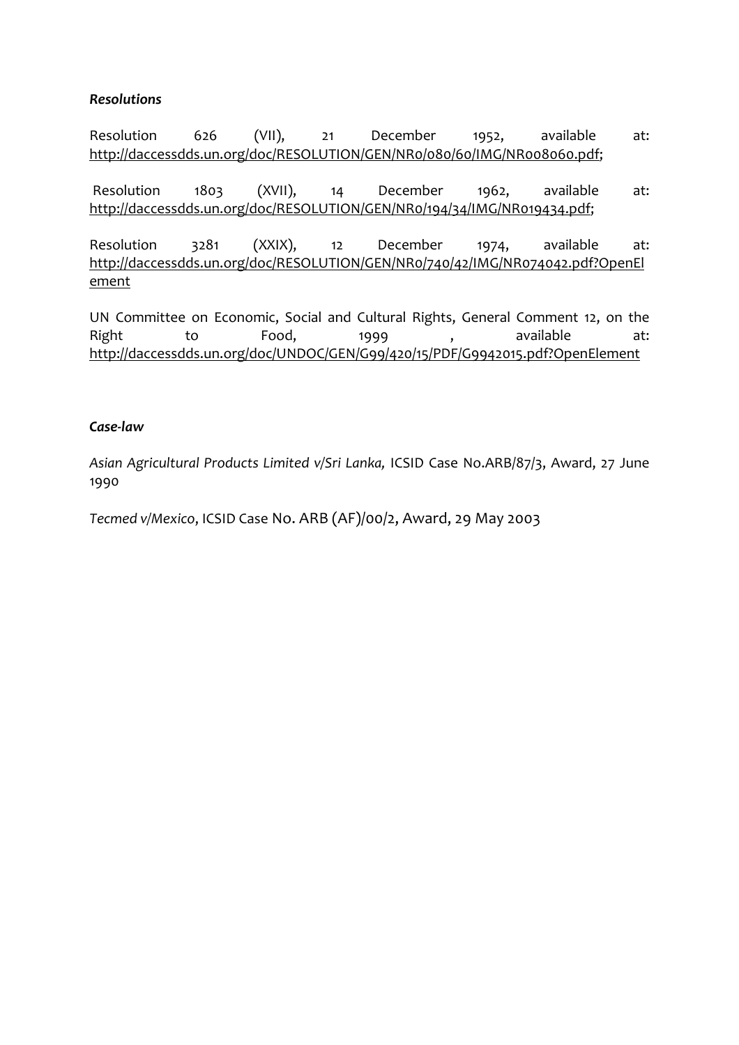***Resolutions***

Resolution 626 (VII), 21 December 1952, available at: http://daccessdds.un.org/doc/RESOLUTION/GEN/NR0/080/60/IMG/NR008060.pdf;

Resolution 1803 (XVII), 14 December 1962, available at: http://daccessdds.un.org/doc/RESOLUTION/GEN/NR0/194/34/IMG/NR019434.pdf;

Resolution 3281 (XXIX), 12 December 1974, available at: http://daccessdds.un.org/doc/RESOLUTION/GEN/NR0/740/42/IMG/NR074042.pdf?OpenElement

UN Committee on Economic, Social and Cultural Rights, General Comment 12, on the Right to Food, 1999 , available at: http://daccessdds.un.org/doc/UNDOC/GEN/G99/420/15/PDF/G9942015.pdf?OpenElement

***Case-law***

*Asian Agricultural Products Limited v/Sri Lanka,* ICSID Case No.ARB/87/3, Award, 27 June 1990

*Tecmed v/Mexico*, ICSID Case No. ARB (AF)/00/2, Award, 29 May 2003